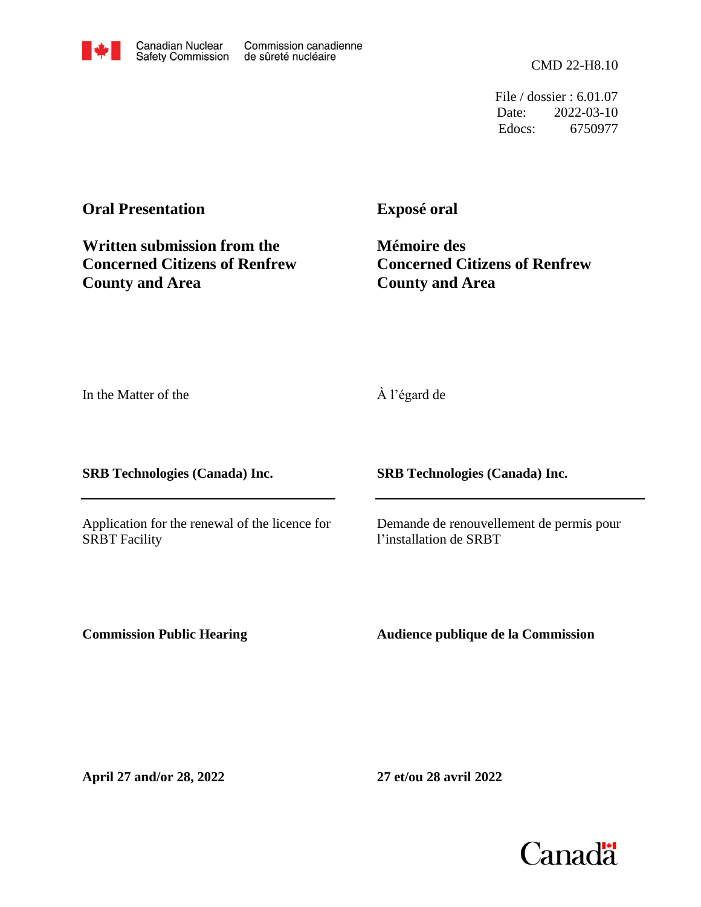Canadian Nuclear Safety Commission | Commission canadienne de sûreté nucléaire

CMD 22-H8.10

File / dossier : 6.01.07
Date: 2022-03-10
Edocs: 6750977

**Oral Presentation**

**Written submission from the Concerned Citizens of Renfrew County and Area**

**Exposé oral**

**Mémoire des Concerned Citizens of Renfrew County and Area**

In the Matter of the

À l'égard de

**SRB Technologies (Canada) Inc.**

**SRB Technologies (Canada) Inc.**

Application for the renewal of the licence for SRBT Facility

Demande de renouvellement de permis pour l'installation de SRBT

**Commission Public Hearing**

**Audience publique de la Commission**

**April 27 and/or 28, 2022**

**27 et/ou 28 avril 2022**

Canada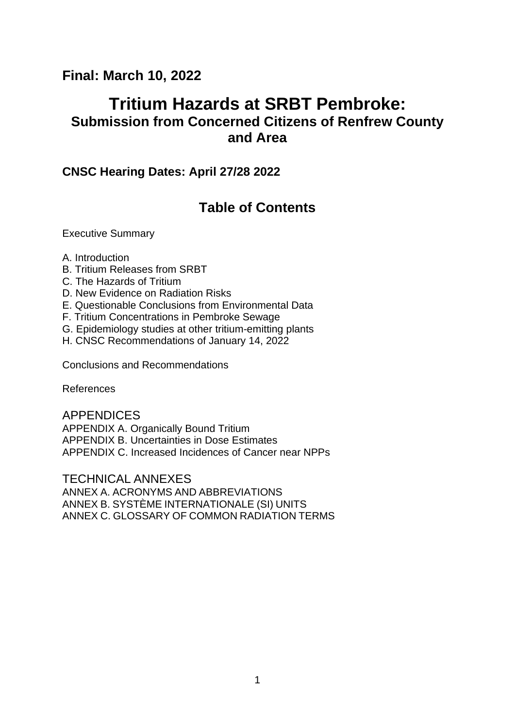**Final: March 10, 2022**

# Tritium Hazards at SRBT Pembroke:

## Submission from Concerned Citizens of Renfrew County and Area

**CNSC Hearing Dates: April 27/28 2022**

## Table of Contents

Executive Summary

A. Introduction
B. Tritium Releases from SRBT
C. The Hazards of Tritium
D. New Evidence on Radiation Risks
E. Questionable Conclusions from Environmental Data
F. Tritium Concentrations in Pembroke Sewage
G. Epidemiology studies at other tritium-emitting plants
H. CNSC Recommendations of January 14, 2022

Conclusions and Recommendations

References

APPENDICES
APPENDIX A. Organically Bound Tritium
APPENDIX B. Uncertainties in Dose Estimates
APPENDIX C. Increased Incidences of Cancer near NPPs

TECHNICAL ANNEXES
ANNEX A. ACRONYMS AND ABBREVIATIONS
ANNEX B. SYSTÈME INTERNATIONALE (SI) UNITS
ANNEX C. GLOSSARY OF COMMON RADIATION TERMS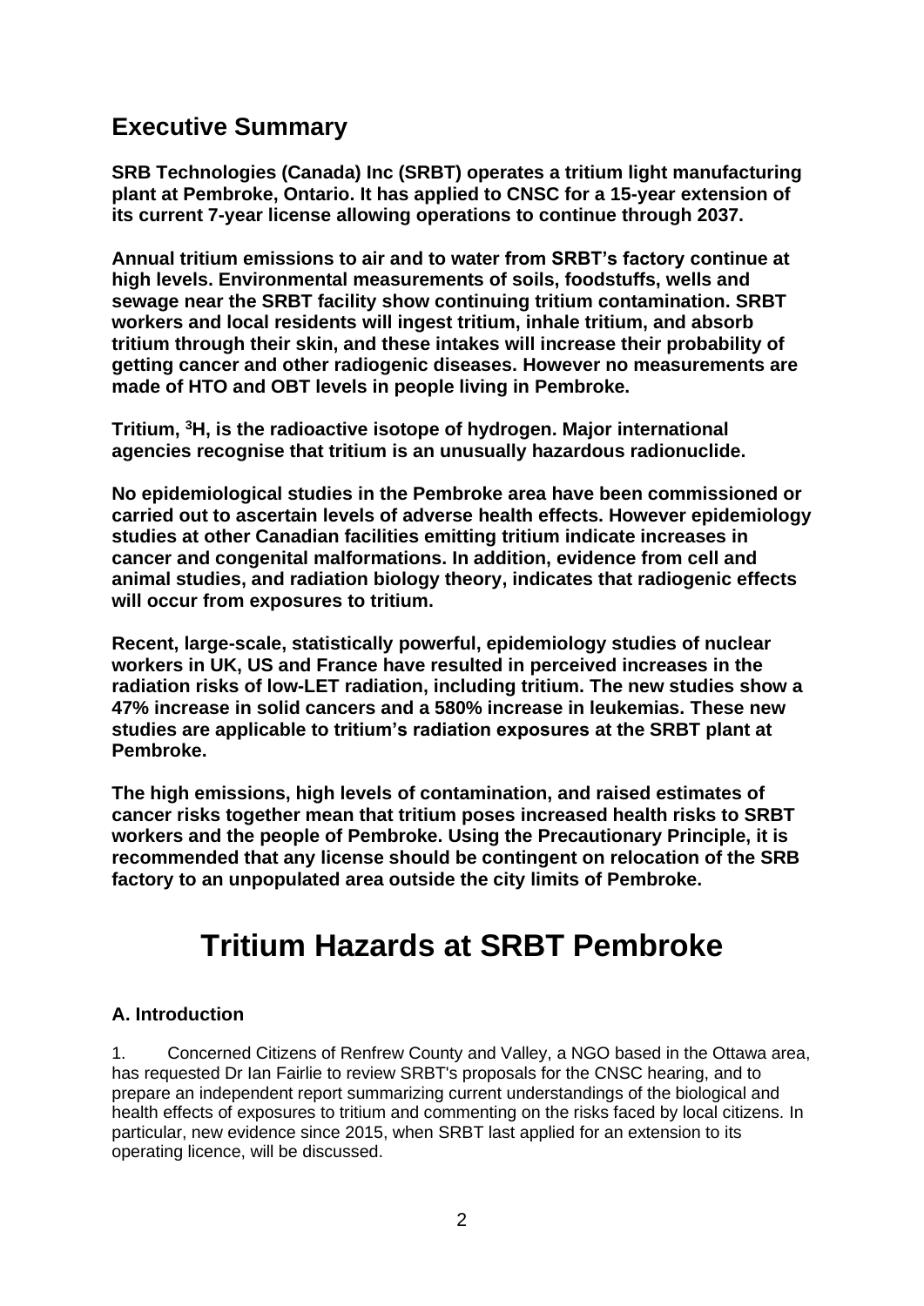## Executive Summary

**SRB Technologies (Canada) Inc (SRBT) operates a tritium light manufacturing plant at Pembroke, Ontario. It has applied to CNSC for a 15-year extension of its current 7-year license allowing operations to continue through 2037.**

**Annual tritium emissions to air and to water from SRBT's factory continue at high levels. Environmental measurements of soils, foodstuffs, wells and sewage near the SRBT facility show continuing tritium contamination. SRBT workers and local residents will ingest tritium, inhale tritium, and absorb tritium through their skin, and these intakes will increase their probability of getting cancer and other radiogenic diseases. However no measurements are made of HTO and OBT levels in people living in Pembroke.**

**Tritium, $^{3}H$, is the radioactive isotope of hydrogen. Major international agencies recognise that tritium is an unusually hazardous radionuclide.**

**No epidemiological studies in the Pembroke area have been commissioned or carried out to ascertain levels of adverse health effects. However epidemiology studies at other Canadian facilities emitting tritium indicate increases in cancer and congenital malformations. In addition, evidence from cell and animal studies, and radiation biology theory, indicates that radiogenic effects will occur from exposures to tritium.**

**Recent, large-scale, statistically powerful, epidemiology studies of nuclear workers in UK, US and France have resulted in perceived increases in the radiation risks of low-LET radiation, including tritium. The new studies show a 47% increase in solid cancers and a 580% increase in leukemias. These new studies are applicable to tritium's radiation exposures at the SRBT plant at Pembroke.**

**The high emissions, high levels of contamination, and raised estimates of cancer risks together mean that tritium poses increased health risks to SRBT workers and the people of Pembroke. Using the Precautionary Principle, it is recommended that any license should be contingent on relocation of the SRB factory to an unpopulated area outside the city limits of Pembroke.**

# Tritium Hazards at SRBT Pembroke

### A. Introduction

1. Concerned Citizens of Renfrew County and Valley, a NGO based in the Ottawa area, has requested Dr Ian Fairlie to review SRBT's proposals for the CNSC hearing, and to prepare an independent report summarizing current understandings of the biological and health effects of exposures to tritium and commenting on the risks faced by local citizens. In particular, new evidence since 2015, when SRBT last applied for an extension to its operating licence, will be discussed.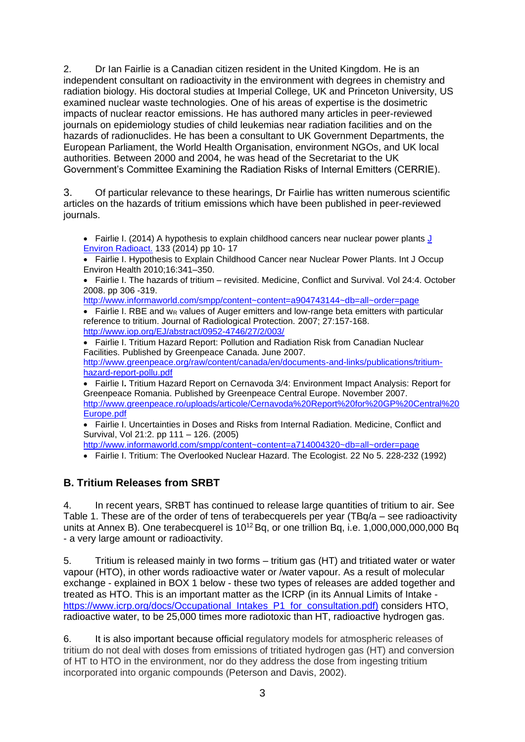2. Dr Ian Fairlie is a Canadian citizen resident in the United Kingdom. He is an independent consultant on radioactivity in the environment with degrees in chemistry and radiation biology. His doctoral studies at Imperial College, UK and Princeton University, US examined nuclear waste technologies. One of his areas of expertise is the dosimetric impacts of nuclear reactor emissions. He has authored many articles in peer-reviewed journals on epidemiology studies of child leukemias near radiation facilities and on the hazards of radionuclides. He has been a consultant to UK Government Departments, the European Parliament, the World Health Organisation, environment NGOs, and UK local authorities. Between 2000 and 2004, he was head of the Secretariat to the UK Government's Committee Examining the Radiation Risks of Internal Emitters (CERRIE).

3. Of particular relevance to these hearings, Dr Fairlie has written numerous scientific articles on the hazards of tritium emissions which have been published in peer-reviewed journals.

- Fairlie I. (2014) A hypothesis to explain childhood cancers near nuclear power plants J Environ Radioact. 133 (2014) pp 10- 17
- Fairlie I. Hypothesis to Explain Childhood Cancer near Nuclear Power Plants. Int J Occup Environ Health 2010;16:341–350.
- Fairlie I. The hazards of tritium – revisited. Medicine, Conflict and Survival. Vol 24:4. October 2008. pp 306 -319. http://www.informaworld.com/smpp/content~content=a904743144~db=all~order=page
- Fairlie I. RBE and $w_R$ values of Auger emitters and low-range beta emitters with particular reference to tritium. Journal of Radiological Protection. 2007; 27:157-168. http://www.iop.org/EJ/abstract/0952-4746/27/2/003/
- Fairlie I. Tritium Hazard Report: Pollution and Radiation Risk from Canadian Nuclear Facilities. Published by Greenpeace Canada. June 2007. http://www.greenpeace.org/raw/content/canada/en/documents-and-links/publications/tritium-hazard-report-pollu.pdf
- Fairlie I**.** Tritium Hazard Report on Cernavoda 3/4: Environment Impact Analysis: Report for Greenpeace Romania. Published by Greenpeace Central Europe. November 2007. http://www.greenpeace.ro/uploads/articole/Cernavoda%20Report%20for%20GP%20Central%20Europe.pdf
- Fairlie I. Uncertainties in Doses and Risks from Internal Radiation. Medicine, Conflict and Survival, Vol 21:2. pp 111 – 126. (2005) http://www.informaworld.com/smpp/content~content=a714004320~db=all~order=page
- Fairlie I. Tritium: The Overlooked Nuclear Hazard. The Ecologist. 22 No 5. 228-232 (1992)

## B. Tritium Releases from SRBT

4. In recent years, SRBT has continued to release large quantities of tritium to air. See Table 1. These are of the order of tens of terabecquerels per year (TBq/a – see radioactivity units at Annex B). One terabecquerel is $10^{12}$ Bq, or one trillion Bq, i.e. 1,000,000,000,000 Bq - a very large amount or radioactivity.

5. Tritium is released mainly in two forms – tritium gas (HT) and tritiated water or water vapour (HTO), in other words radioactive water or /water vapour. As a result of molecular exchange - explained in BOX 1 below - these two types of releases are added together and treated as HTO. This is an important matter as the ICRP (in its Annual Limits of Intake - https://www.icrp.org/docs/Occupational_Intakes_P1_for_consultation.pdf) considers HTO, radioactive water, to be 25,000 times more radiotoxic than HT, radioactive hydrogen gas.

6. It is also important because official regulatory models for atmospheric releases of tritium do not deal with doses from emissions of tritiated hydrogen gas (HT) and conversion of HT to HTO in the environment, nor do they address the dose from ingesting tritium incorporated into organic compounds (Peterson and Davis, 2002).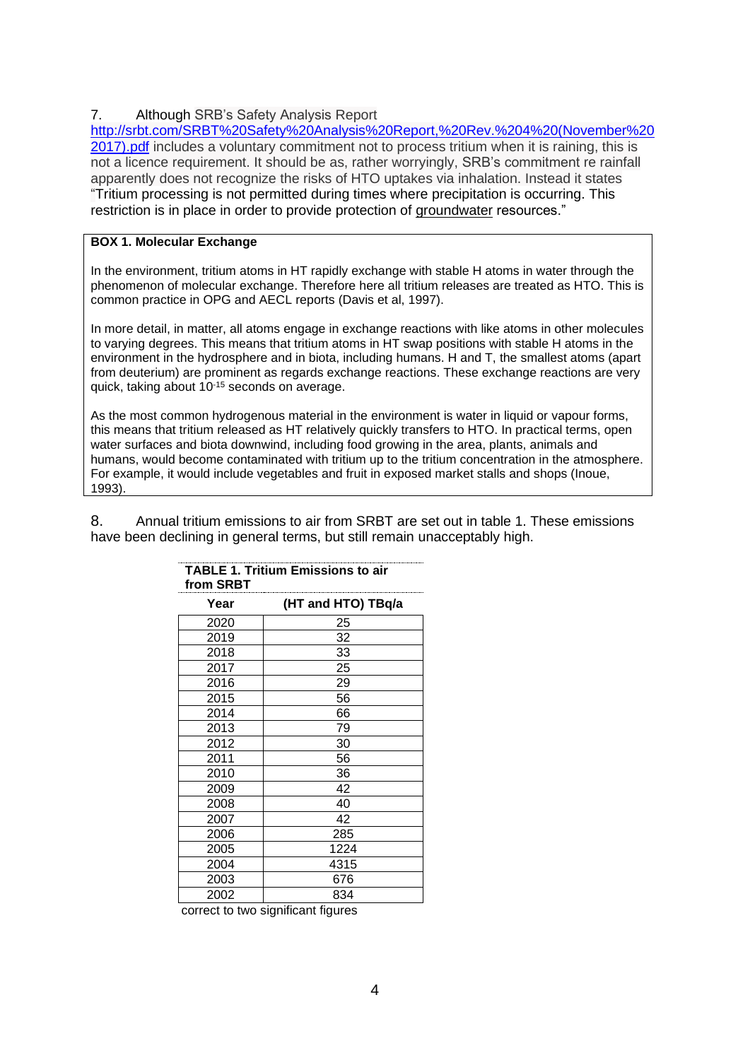7. Although SRB's Safety Analysis Report http://srbt.com/SRBT%20Safety%20Analysis%20Report,%20Rev.%204%20(November%202017).pdf includes a voluntary commitment not to process tritium when it is raining, this is not a licence requirement. It should be as, rather worryingly, SRB's commitment re rainfall apparently does not recognize the risks of HTO uptakes via inhalation. Instead it states "Tritium processing is not permitted during times where precipitation is occurring. This restriction is in place in order to provide protection of groundwater resources."

**BOX 1. Molecular Exchange**

In the environment, tritium atoms in HT rapidly exchange with stable H atoms in water through the phenomenon of molecular exchange. Therefore here all tritium releases are treated as HTO. This is common practice in OPG and AECL reports (Davis et al, 1997).

In more detail, in matter, all atoms engage in exchange reactions with like atoms in other molecules to varying degrees. This means that tritium atoms in HT swap positions with stable H atoms in the environment in the hydrosphere and in biota, including humans. H and T, the smallest atoms (apart from deuterium) are prominent as regards exchange reactions. These exchange reactions are very quick, taking about $10^{-15}$ seconds on average.

As the most common hydrogenous material in the environment is water in liquid or vapour forms, this means that tritium released as HT relatively quickly transfers to HTO. In practical terms, open water surfaces and biota downwind, including food growing in the area, plants, animals and humans, would become contaminated with tritium up to the tritium concentration in the atmosphere. For example, it would include vegetables and fruit in exposed market stalls and shops (Inoue, 1993).

8. Annual tritium emissions to air from SRBT are set out in table 1. These emissions have been declining in general terms, but still remain unacceptably high.

**TABLE 1. Tritium Emissions to air from SRBT**

| Year | (HT and HTO) TBq/a |
|---|---|
| 2020 | 25 |
| 2019 | 32 |
| 2018 | 33 |
| 2017 | 25 |
| 2016 | 29 |
| 2015 | 56 |
| 2014 | 66 |
| 2013 | 79 |
| 2012 | 30 |
| 2011 | 56 |
| 2010 | 36 |
| 2009 | 42 |
| 2008 | 40 |
| 2007 | 42 |
| 2006 | 285 |
| 2005 | 1224 |
| 2004 | 4315 |
| 2003 | 676 |
| 2002 | 834 |

correct to two significant figures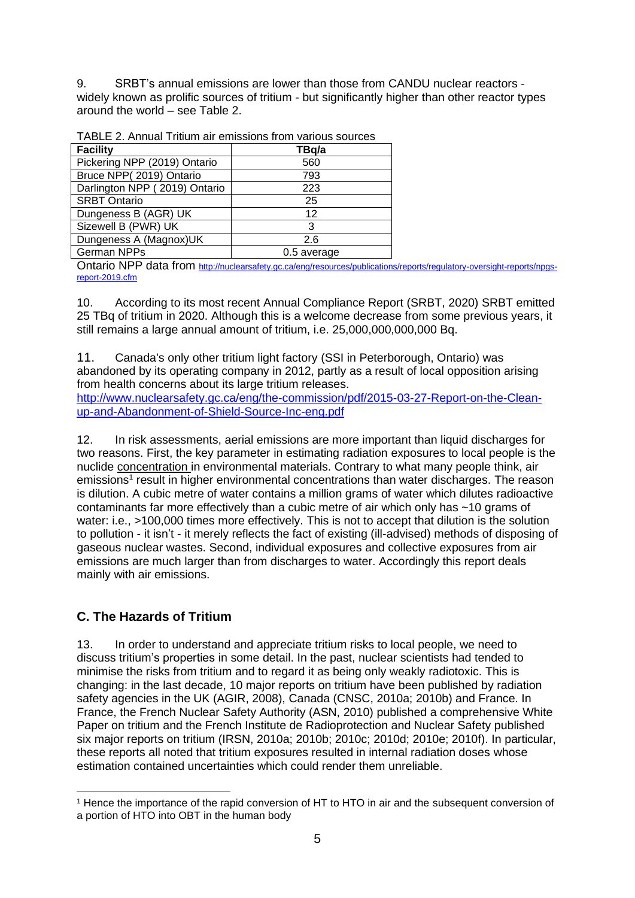9. SRBT's annual emissions are lower than those from CANDU nuclear reactors - widely known as prolific sources of tritium - but significantly higher than other reactor types around the world – see Table 2.

TABLE 2. Annual Tritium air emissions from various sources

| Facility | TBq/a |
|---|---|
| Pickering NPP (2019) Ontario | 560 |
| Bruce NPP( 2019) Ontario | 793 |
| Darlington NPP ( 2019) Ontario | 223 |
| SRBT Ontario | 25 |
| Dungeness B (AGR) UK | 12 |
| Sizewell B (PWR) UK | 3 |
| Dungeness A (Magnox)UK | 2.6 |
| German NPPs | 0.5 average |

Ontario NPP data from http://nuclearsafety.gc.ca/eng/resources/publications/reports/regulatory-oversight-reports/npgs-report-2019.cfm

10. According to its most recent Annual Compliance Report (SRBT, 2020) SRBT emitted 25 TBq of tritium in 2020. Although this is a welcome decrease from some previous years, it still remains a large annual amount of tritium, i.e. 25,000,000,000,000 Bq.

11. Canada's only other tritium light factory (SSI in Peterborough, Ontario) was abandoned by its operating company in 2012, partly as a result of local opposition arising from health concerns about its large tritium releases. http://www.nuclearsafety.gc.ca/eng/the-commission/pdf/2015-03-27-Report-on-the-Clean-up-and-Abandonment-of-Shield-Source-Inc-eng.pdf

12. In risk assessments, aerial emissions are more important than liquid discharges for two reasons. First, the key parameter in estimating radiation exposures to local people is the nuclide concentration in environmental materials. Contrary to what many people think, air emissions[1] result in higher environmental concentrations than water discharges. The reason is dilution. A cubic metre of water contains a million grams of water which dilutes radioactive contaminants far more effectively than a cubic metre of air which only has ~10 grams of water: i.e., >100,000 times more effectively. This is not to accept that dilution is the solution to pollution - it isn't - it merely reflects the fact of existing (ill-advised) methods of disposing of gaseous nuclear wastes. Second, individual exposures and collective exposures from air emissions are much larger than from discharges to water. Accordingly this report deals mainly with air emissions.

## C. The Hazards of Tritium

13. In order to understand and appreciate tritium risks to local people, we need to discuss tritium's properties in some detail. In the past, nuclear scientists had tended to minimise the risks from tritium and to regard it as being only weakly radiotoxic. This is changing: in the last decade, 10 major reports on tritium have been published by radiation safety agencies in the UK (AGIR, 2008), Canada (CNSC, 2010a; 2010b) and France. In France, the French Nuclear Safety Authority (ASN, 2010) published a comprehensive White Paper on tritium and the French Institute de Radioprotection and Nuclear Safety published six major reports on tritium (IRSN, 2010a; 2010b; 2010c; 2010d; 2010e; 2010f). In particular, these reports all noted that tritium exposures resulted in internal radiation doses whose estimation contained uncertainties which could render them unreliable.

[1] Hence the importance of the rapid conversion of HT to HTO in air and the subsequent conversion of a portion of HTO into OBT in the human body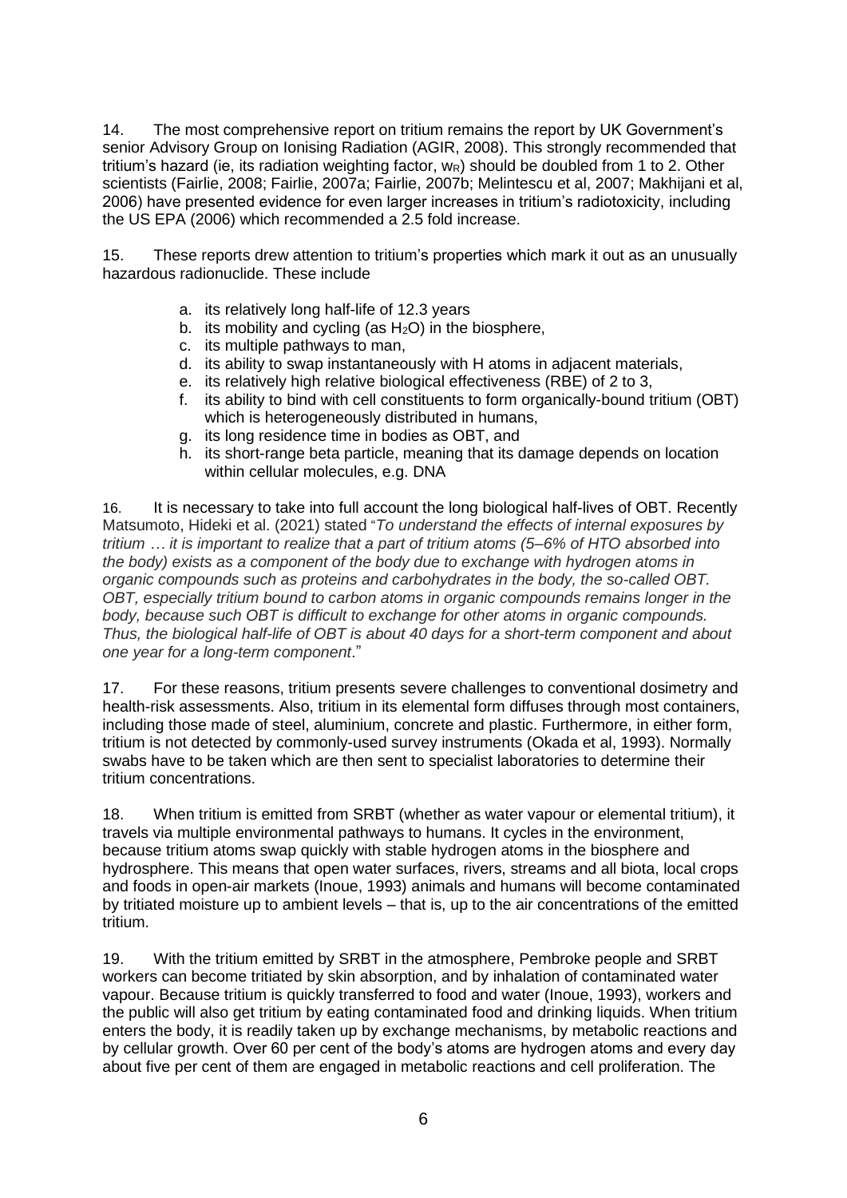14. The most comprehensive report on tritium remains the report by UK Government's senior Advisory Group on Ionising Radiation (AGIR, 2008). This strongly recommended that tritium's hazard (ie, its radiation weighting factor, $w_R$) should be doubled from 1 to 2. Other scientists (Fairlie, 2008; Fairlie, 2007a; Fairlie, 2007b; Melintescu et al, 2007; Makhijani et al, 2006) have presented evidence for even larger increases in tritium's radiotoxicity, including the US EPA (2006) which recommended a 2.5 fold increase.

15. These reports drew attention to tritium's properties which mark it out as an unusually hazardous radionuclide. These include

a. its relatively long half-life of 12.3 years
b. its mobility and cycling (as $H_2O$) in the biosphere,
c. its multiple pathways to man,
d. its ability to swap instantaneously with H atoms in adjacent materials,
e. its relatively high relative biological effectiveness (RBE) of 2 to 3,
f. its ability to bind with cell constituents to form organically-bound tritium (OBT) which is heterogeneously distributed in humans,
g. its long residence time in bodies as OBT, and
h. its short-range beta particle, meaning that its damage depends on location within cellular molecules, e.g. DNA

16. It is necessary to take into full account the long biological half-lives of OBT. Recently Matsumoto, Hideki et al. (2021) stated "*To understand the effects of internal exposures by tritium … it is important to realize that a part of tritium atoms (5–6% of HTO absorbed into the body) exists as a component of the body due to exchange with hydrogen atoms in organic compounds such as proteins and carbohydrates in the body, the so-called OBT. OBT, especially tritium bound to carbon atoms in organic compounds remains longer in the body, because such OBT is difficult to exchange for other atoms in organic compounds. Thus, the biological half-life of OBT is about 40 days for a short-term component and about one year for a long-term component*."

17. For these reasons, tritium presents severe challenges to conventional dosimetry and health-risk assessments. Also, tritium in its elemental form diffuses through most containers, including those made of steel, aluminium, concrete and plastic. Furthermore, in either form, tritium is not detected by commonly-used survey instruments (Okada et al, 1993). Normally swabs have to be taken which are then sent to specialist laboratories to determine their tritium concentrations.

18. When tritium is emitted from SRBT (whether as water vapour or elemental tritium), it travels via multiple environmental pathways to humans. It cycles in the environment, because tritium atoms swap quickly with stable hydrogen atoms in the biosphere and hydrosphere. This means that open water surfaces, rivers, streams and all biota, local crops and foods in open-air markets (Inoue, 1993) animals and humans will become contaminated by tritiated moisture up to ambient levels – that is, up to the air concentrations of the emitted tritium.

19. With the tritium emitted by SRBT in the atmosphere, Pembroke people and SRBT workers can become tritiated by skin absorption, and by inhalation of contaminated water vapour. Because tritium is quickly transferred to food and water (Inoue, 1993), workers and the public will also get tritium by eating contaminated food and drinking liquids. When tritium enters the body, it is readily taken up by exchange mechanisms, by metabolic reactions and by cellular growth. Over 60 per cent of the body's atoms are hydrogen atoms and every day about five per cent of them are engaged in metabolic reactions and cell proliferation. The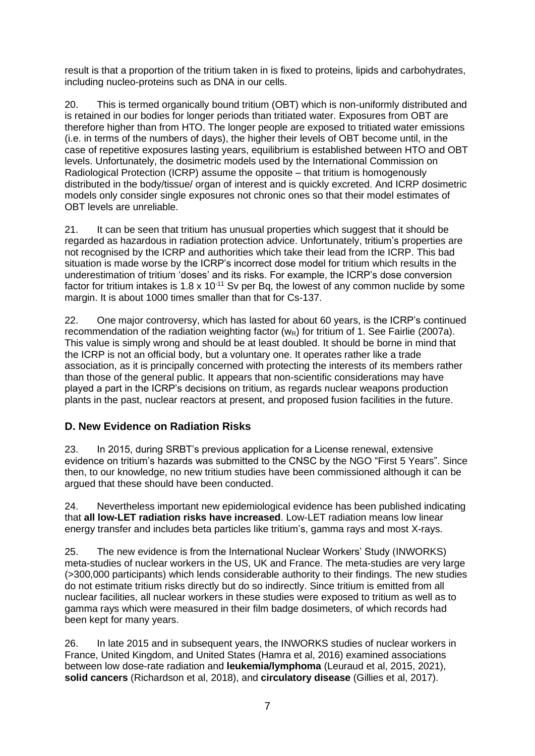result is that a proportion of the tritium taken in is fixed to proteins, lipids and carbohydrates, including nucleo-proteins such as DNA in our cells.

20. This is termed organically bound tritium (OBT) which is non-uniformly distributed and is retained in our bodies for longer periods than tritiated water. Exposures from OBT are therefore higher than from HTO. The longer people are exposed to tritiated water emissions (i.e. in terms of the numbers of days), the higher their levels of OBT become until, in the case of repetitive exposures lasting years, equilibrium is established between HTO and OBT levels. Unfortunately, the dosimetric models used by the International Commission on Radiological Protection (ICRP) assume the opposite – that tritium is homogenously distributed in the body/tissue/ organ of interest and is quickly excreted. And ICRP dosimetric models only consider single exposures not chronic ones so that their model estimates of OBT levels are unreliable.

21. It can be seen that tritium has unusual properties which suggest that it should be regarded as hazardous in radiation protection advice. Unfortunately, tritium's properties are not recognised by the ICRP and authorities which take their lead from the ICRP. This bad situation is made worse by the ICRP's incorrect dose model for tritium which results in the underestimation of tritium 'doses' and its risks. For example, the ICRP's dose conversion factor for tritium intakes is $1.8 \times 10^{-11}$ Sv per Bq, the lowest of any common nuclide by some margin. It is about 1000 times smaller than that for Cs-137.

22. One major controversy, which has lasted for about 60 years, is the ICRP's continued recommendation of the radiation weighting factor ($w_R$) for tritium of 1. See Fairlie (2007a). This value is simply wrong and should be at least doubled. It should be borne in mind that the ICRP is not an official body, but a voluntary one. It operates rather like a trade association, as it is principally concerned with protecting the interests of its members rather than those of the general public. It appears that non-scientific considerations may have played a part in the ICRP's decisions on tritium, as regards nuclear weapons production plants in the past, nuclear reactors at present, and proposed fusion facilities in the future.

## D. New Evidence on Radiation Risks

23. In 2015, during SRBT's previous application for a License renewal, extensive evidence on tritium's hazards was submitted to the CNSC by the NGO "First 5 Years". Since then, to our knowledge, no new tritium studies have been commissioned although it can be argued that these should have been conducted.

24. Nevertheless important new epidemiological evidence has been published indicating that **all low-LET radiation risks have increased**. Low-LET radiation means low linear energy transfer and includes beta particles like tritium's, gamma rays and most X-rays.

25. The new evidence is from the International Nuclear Workers' Study (INWORKS) meta-studies of nuclear workers in the US, UK and France. The meta-studies are very large (>300,000 participants) which lends considerable authority to their findings. The new studies do not estimate tritium risks directly but do so indirectly. Since tritium is emitted from all nuclear facilities, all nuclear workers in these studies were exposed to tritium as well as to gamma rays which were measured in their film badge dosimeters, of which records had been kept for many years.

26. In late 2015 and in subsequent years, the INWORKS studies of nuclear workers in France, United Kingdom, and United States (Hamra et al, 2016) examined associations between low dose-rate radiation and **leukemia/lymphoma** (Leuraud et al, 2015, 2021), **solid cancers** (Richardson et al, 2018), and **circulatory disease** (Gillies et al, 2017).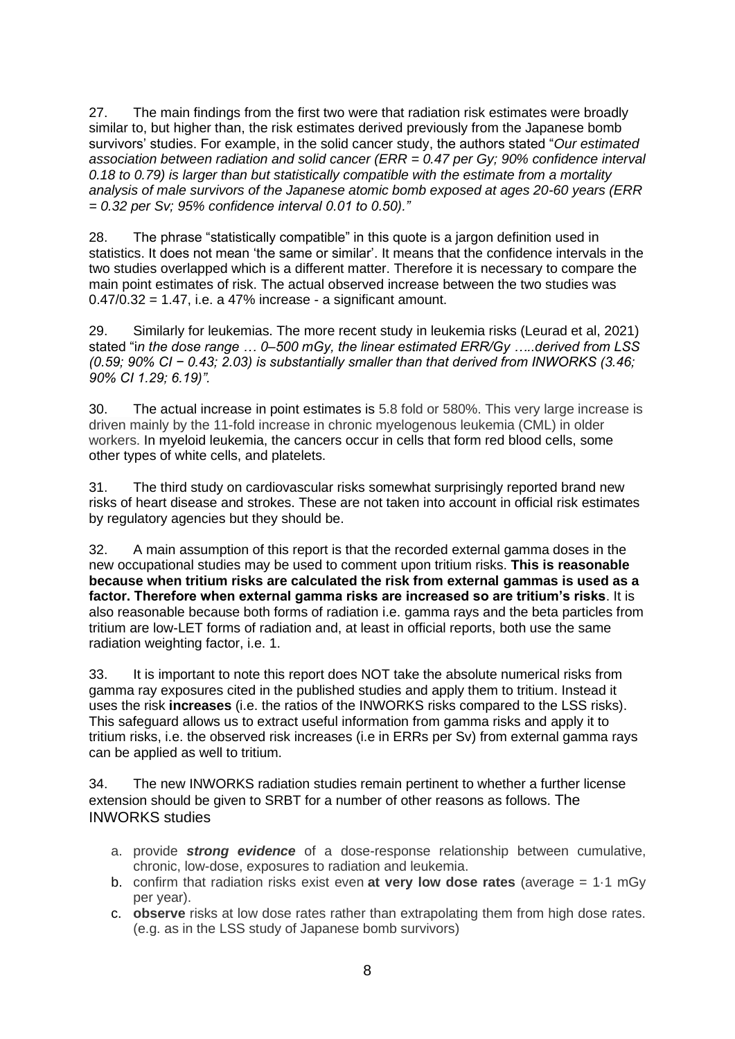27. The main findings from the first two were that radiation risk estimates were broadly similar to, but higher than, the risk estimates derived previously from the Japanese bomb survivors' studies. For example, in the solid cancer study, the authors stated "*Our estimated association between radiation and solid cancer (ERR = 0.47 per Gy; 90% confidence interval 0.18 to 0.79) is larger than but statistically compatible with the estimate from a mortality analysis of male survivors of the Japanese atomic bomb exposed at ages 20-60 years (ERR = 0.32 per Sv; 95% confidence interval 0.01 to 0.50).*"

28. The phrase "statistically compatible" in this quote is a jargon definition used in statistics. It does not mean 'the same or similar'. It means that the confidence intervals in the two studies overlapped which is a different matter. Therefore it is necessary to compare the main point estimates of risk. The actual observed increase between the two studies was $0.47/0.32 = 1.47$, i.e. a 47% increase - a significant amount.

29. Similarly for leukemias. The more recent study in leukemia risks (Leurad et al, 2021) stated "*in the dose range … 0–500 mGy, the linear estimated ERR/Gy …..derived from LSS (0.59; 90% CI − 0.43; 2.03) is substantially smaller than that derived from INWORKS (3.46; 90% CI 1.29; 6.19)*".

30. The actual increase in point estimates is 5.8 fold or 580%. This very large increase is driven mainly by the 11-fold increase in chronic myelogenous leukemia (CML) in older workers. In myeloid leukemia, the cancers occur in cells that form red blood cells, some other types of white cells, and platelets.

31. The third study on cardiovascular risks somewhat surprisingly reported brand new risks of heart disease and strokes. These are not taken into account in official risk estimates by regulatory agencies but they should be.

32. A main assumption of this report is that the recorded external gamma doses in the new occupational studies may be used to comment upon tritium risks. **This is reasonable because when tritium risks are calculated the risk from external gammas is used as a factor. Therefore when external gamma risks are increased so are tritium's risks**. It is also reasonable because both forms of radiation i.e. gamma rays and the beta particles from tritium are low-LET forms of radiation and, at least in official reports, both use the same radiation weighting factor, i.e. 1.

33. It is important to note this report does NOT take the absolute numerical risks from gamma ray exposures cited in the published studies and apply them to tritium. Instead it uses the risk **increases** (i.e. the ratios of the INWORKS risks compared to the LSS risks). This safeguard allows us to extract useful information from gamma risks and apply it to tritium risks, i.e. the observed risk increases (i.e in ERRs per Sv) from external gamma rays can be applied as well to tritium.

34. The new INWORKS radiation studies remain pertinent to whether a further license extension should be given to SRBT for a number of other reasons as follows. The INWORKS studies

a. provide ***strong evidence*** of a dose-response relationship between cumulative, chronic, low-dose, exposures to radiation and leukemia.
b. confirm that radiation risks exist even **at very low dose rates** (average = 1·1 mGy per year).
c. **observe** risks at low dose rates rather than extrapolating them from high dose rates. (e.g. as in the LSS study of Japanese bomb survivors)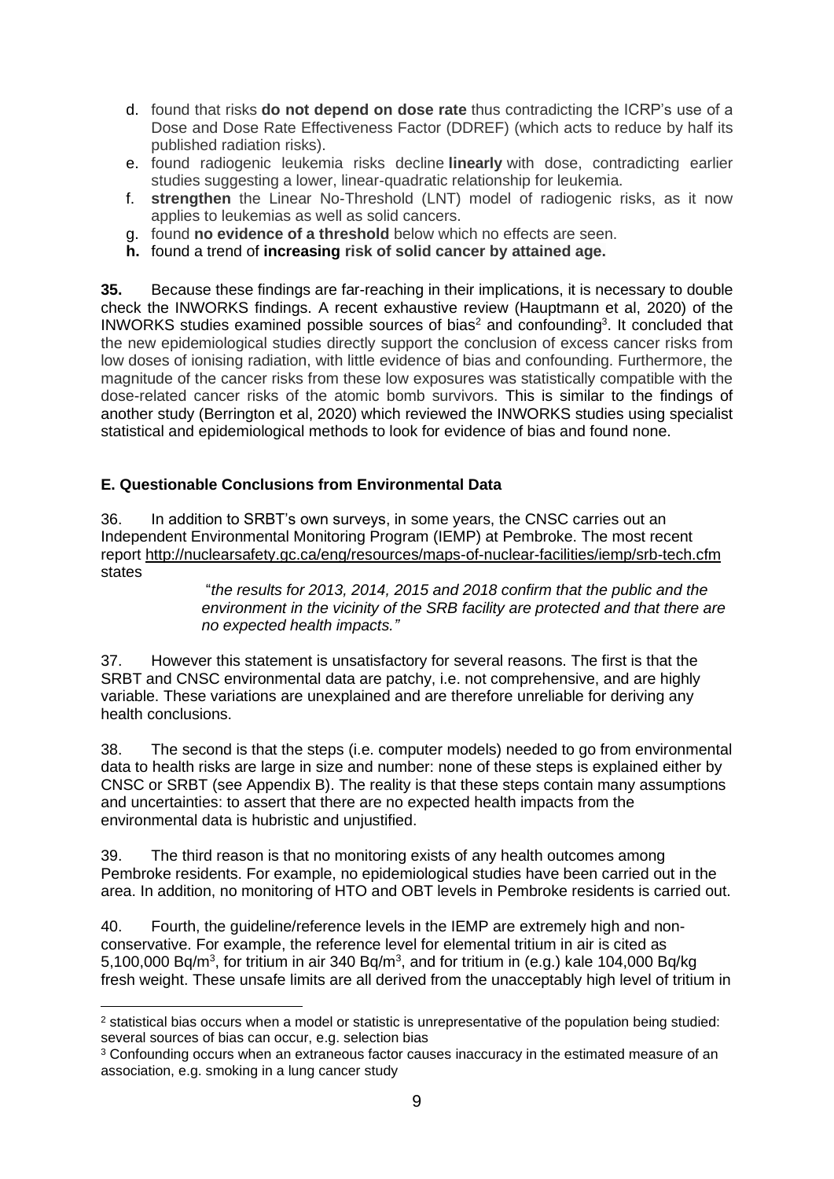d. found that risks **do not depend on dose rate** thus contradicting the ICRP's use of a Dose and Dose Rate Effectiveness Factor (DDREF) (which acts to reduce by half its published radiation risks).
e. found radiogenic leukemia risks decline **linearly** with dose, contradicting earlier studies suggesting a lower, linear-quadratic relationship for leukemia.
f. **strengthen** the Linear No-Threshold (LNT) model of radiogenic risks, as it now applies to leukemias as well as solid cancers.
g. found **no evidence of a threshold** below which no effects are seen.
**h.** found a trend of **increasing risk of solid cancer by attained age.**

**35.** Because these findings are far-reaching in their implications, it is necessary to double check the INWORKS findings. A recent exhaustive review (Hauptmann et al, 2020) of the INWORKS studies examined possible sources of bias[2] and confounding[3]. It concluded that the new epidemiological studies directly support the conclusion of excess cancer risks from low doses of ionising radiation, with little evidence of bias and confounding. Furthermore, the magnitude of the cancer risks from these low exposures was statistically compatible with the dose-related cancer risks of the atomic bomb survivors. This is similar to the findings of another study (Berrington et al, 2020) which reviewed the INWORKS studies using specialist statistical and epidemiological methods to look for evidence of bias and found none.

### E. Questionable Conclusions from Environmental Data

36. In addition to SRBT's own surveys, in some years, the CNSC carries out an Independent Environmental Monitoring Program (IEMP) at Pembroke. The most recent report http://nuclearsafety.gc.ca/eng/resources/maps-of-nuclear-facilities/iemp/srb-tech.cfm states

> "*the results for 2013, 2014, 2015 and 2018 confirm that the public and the environment in the vicinity of the SRB facility are protected and that there are no expected health impacts."*

37. However this statement is unsatisfactory for several reasons. The first is that the SRBT and CNSC environmental data are patchy, i.e. not comprehensive, and are highly variable. These variations are unexplained and are therefore unreliable for deriving any health conclusions.

38. The second is that the steps (i.e. computer models) needed to go from environmental data to health risks are large in size and number: none of these steps is explained either by CNSC or SRBT (see Appendix B). The reality is that these steps contain many assumptions and uncertainties: to assert that there are no expected health impacts from the environmental data is hubristic and unjustified.

39. The third reason is that no monitoring exists of any health outcomes among Pembroke residents. For example, no epidemiological studies have been carried out in the area. In addition, no monitoring of HTO and OBT levels in Pembroke residents is carried out.

40. Fourth, the guideline/reference levels in the IEMP are extremely high and non-conservative. For example, the reference level for elemental tritium in air is cited as 5,100,000 Bq/m$^3$, for tritium in air 340 Bq/m$^3$, and for tritium in (e.g.) kale 104,000 Bq/kg fresh weight. These unsafe limits are all derived from the unacceptably high level of tritium in

---

[2] statistical bias occurs when a model or statistic is unrepresentative of the population being studied: several sources of bias can occur, e.g. selection bias

[3] Confounding occurs when an extraneous factor causes inaccuracy in the estimated measure of an association, e.g. smoking in a lung cancer study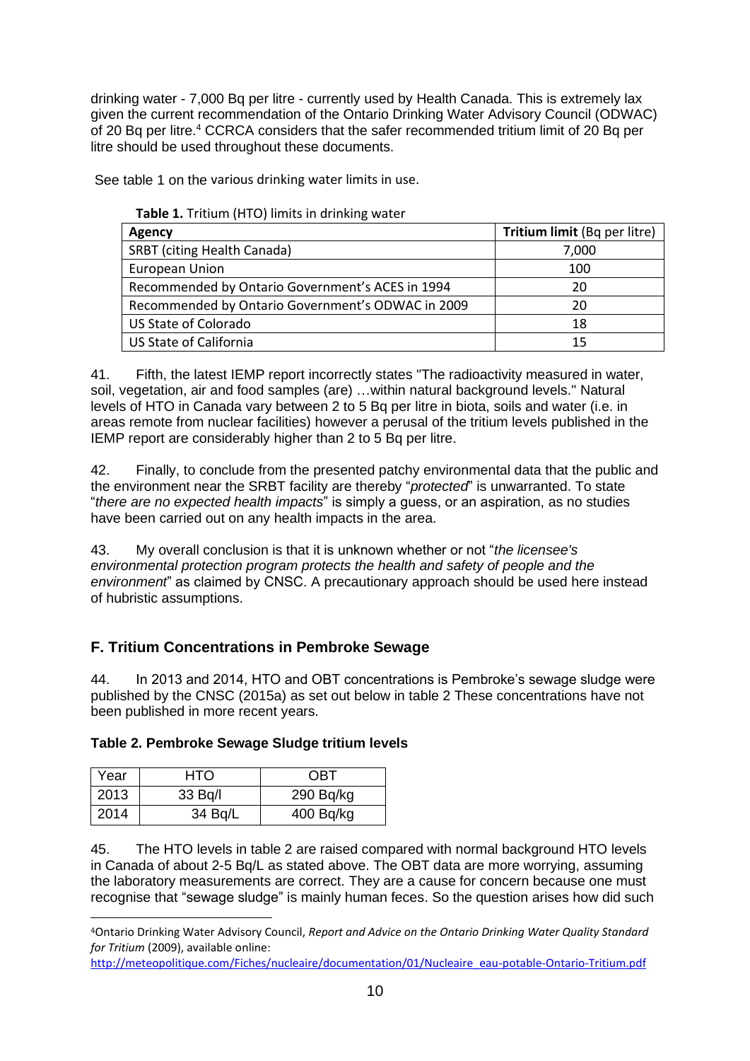drinking water - 7,000 Bq per litre - currently used by Health Canada. This is extremely lax given the current recommendation of the Ontario Drinking Water Advisory Council (ODWAC) of 20 Bq per litre.[4] CCRCA considers that the safer recommended tritium limit of 20 Bq per litre should be used throughout these documents.

See table 1 on the various drinking water limits in use.

**Table 1.** Tritium (HTO) limits in drinking water

| **Agency** | **Tritium limit** (Bq per litre) |
|---|---|
| SRBT (citing Health Canada) | 7,000 |
| European Union | 100 |
| Recommended by Ontario Government's ACES in 1994 | 20 |
| Recommended by Ontario Government's ODWAC in 2009 | 20 |
| US State of Colorado | 18 |
| US State of California | 15 |

41. Fifth, the latest IEMP report incorrectly states "The radioactivity measured in water, soil, vegetation, air and food samples (are) …within natural background levels." Natural levels of HTO in Canada vary between 2 to 5 Bq per litre in biota, soils and water (i.e. in areas remote from nuclear facilities) however a perusal of the tritium levels published in the IEMP report are considerably higher than 2 to 5 Bq per litre.

42. Finally, to conclude from the presented patchy environmental data that the public and the environment near the SRBT facility are thereby "*protected*" is unwarranted. To state "*there are no expected health impacts*" is simply a guess, or an aspiration, as no studies have been carried out on any health impacts in the area.

43. My overall conclusion is that it is unknown whether or not "*the licensee's environmental protection program protects the health and safety of people and the environment*" as claimed by CNSC. A precautionary approach should be used here instead of hubristic assumptions.

## F. Tritium Concentrations in Pembroke Sewage

44. In 2013 and 2014, HTO and OBT concentrations is Pembroke's sewage sludge were published by the CNSC (2015a) as set out below in table 2 These concentrations have not been published in more recent years.

**Table 2. Pembroke Sewage Sludge tritium levels**

| Year | HTO | OBT |
|---|---|---|
| 2013 | 33 Bq/l | 290 Bq/kg |
| 2014 | 34 Bq/L | 400 Bq/kg |

45. The HTO levels in table 2 are raised compared with normal background HTO levels in Canada of about 2-5 Bq/L as stated above. The OBT data are more worrying, assuming the laboratory measurements are correct. They are a cause for concern because one must recognise that "sewage sludge" is mainly human feces. So the question arises how did such

[4] Ontario Drinking Water Advisory Council, *Report and Advice on the Ontario Drinking Water Quality Standard for Tritium* (2009), available online: http://meteopolitique.com/Fiches/nucleaire/documentation/01/Nucleaire_eau-potable-Ontario-Tritium.pdf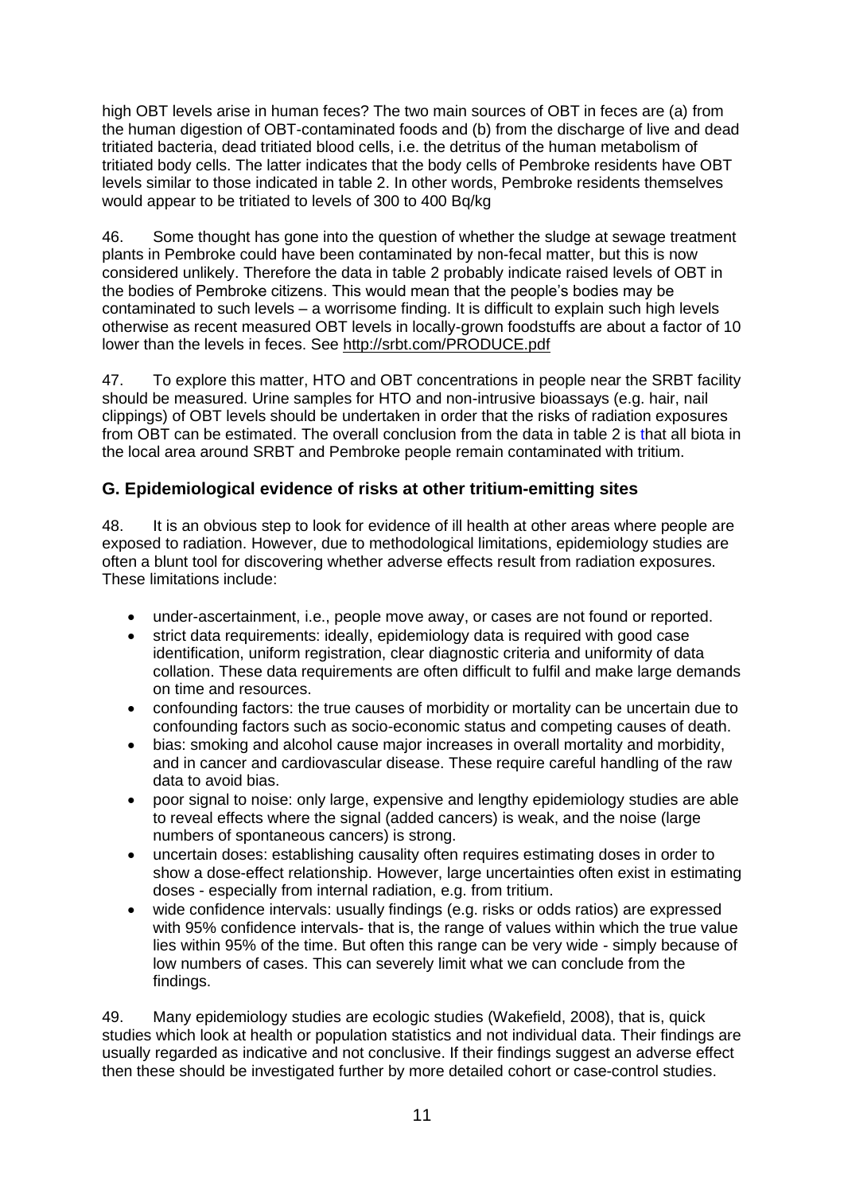high OBT levels arise in human feces? The two main sources of OBT in feces are (a) from the human digestion of OBT-contaminated foods and (b) from the discharge of live and dead tritiated bacteria, dead tritiated blood cells, i.e. the detritus of the human metabolism of tritiated body cells. The latter indicates that the body cells of Pembroke residents have OBT levels similar to those indicated in table 2. In other words, Pembroke residents themselves would appear to be tritiated to levels of 300 to 400 Bq/kg

46. Some thought has gone into the question of whether the sludge at sewage treatment plants in Pembroke could have been contaminated by non-fecal matter, but this is now considered unlikely. Therefore the data in table 2 probably indicate raised levels of OBT in the bodies of Pembroke citizens. This would mean that the people's bodies may be contaminated to such levels – a worrisome finding. It is difficult to explain such high levels otherwise as recent measured OBT levels in locally-grown foodstuffs are about a factor of 10 lower than the levels in feces. See http://srbt.com/PRODUCE.pdf

47. To explore this matter, HTO and OBT concentrations in people near the SRBT facility should be measured. Urine samples for HTO and non-intrusive bioassays (e.g. hair, nail clippings) of OBT levels should be undertaken in order that the risks of radiation exposures from OBT can be estimated. The overall conclusion from the data in table 2 is that all biota in the local area around SRBT and Pembroke people remain contaminated with tritium.

## G. Epidemiological evidence of risks at other tritium-emitting sites

48. It is an obvious step to look for evidence of ill health at other areas where people are exposed to radiation. However, due to methodological limitations, epidemiology studies are often a blunt tool for discovering whether adverse effects result from radiation exposures. These limitations include:

- under-ascertainment, i.e., people move away, or cases are not found or reported.
- strict data requirements: ideally, epidemiology data is required with good case identification, uniform registration, clear diagnostic criteria and uniformity of data collation. These data requirements are often difficult to fulfil and make large demands on time and resources.
- confounding factors: the true causes of morbidity or mortality can be uncertain due to confounding factors such as socio-economic status and competing causes of death.
- bias: smoking and alcohol cause major increases in overall mortality and morbidity, and in cancer and cardiovascular disease. These require careful handling of the raw data to avoid bias.
- poor signal to noise: only large, expensive and lengthy epidemiology studies are able to reveal effects where the signal (added cancers) is weak, and the noise (large numbers of spontaneous cancers) is strong.
- uncertain doses: establishing causality often requires estimating doses in order to show a dose-effect relationship. However, large uncertainties often exist in estimating doses - especially from internal radiation, e.g. from tritium.
- wide confidence intervals: usually findings (e.g. risks or odds ratios) are expressed with 95% confidence intervals- that is, the range of values within which the true value lies within 95% of the time. But often this range can be very wide - simply because of low numbers of cases. This can severely limit what we can conclude from the findings.

49. Many epidemiology studies are ecologic studies (Wakefield, 2008), that is, quick studies which look at health or population statistics and not individual data. Their findings are usually regarded as indicative and not conclusive. If their findings suggest an adverse effect then these should be investigated further by more detailed cohort or case-control studies.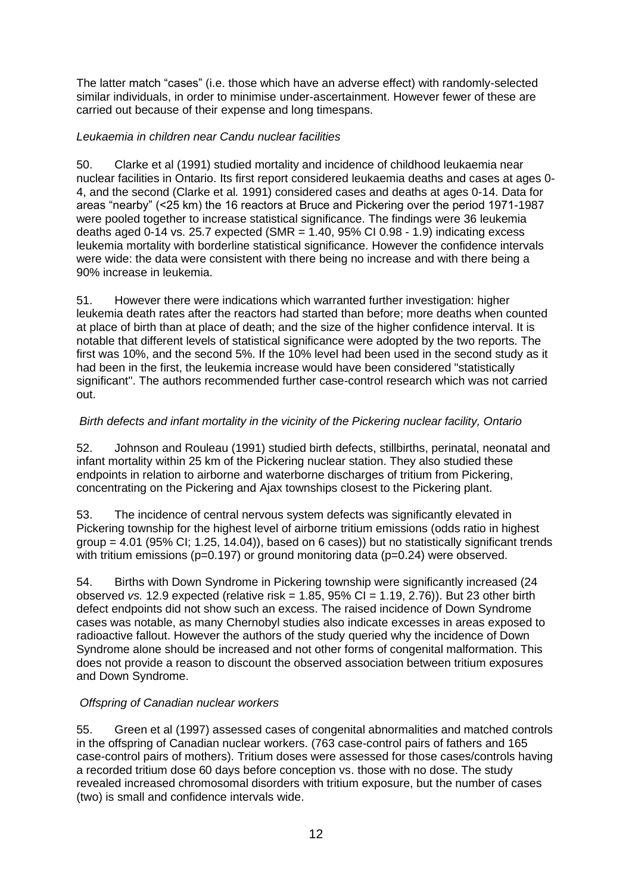The latter match "cases" (i.e. those which have an adverse effect) with randomly-selected similar individuals, in order to minimise under-ascertainment. However fewer of these are carried out because of their expense and long timespans.

*Leukaemia in children near Candu nuclear facilities*

50. Clarke et al (1991) studied mortality and incidence of childhood leukaemia near nuclear facilities in Ontario. Its first report considered leukaemia deaths and cases at ages 0-4, and the second (Clarke et al*.* 1991) considered cases and deaths at ages 0-14. Data for areas "nearby" (<25 km) the 16 reactors at Bruce and Pickering over the period 1971-1987 were pooled together to increase statistical significance. The findings were 36 leukemia deaths aged 0-14 vs. 25.7 expected (SMR = 1.40, 95% CI 0.98 - 1.9) indicating excess leukemia mortality with borderline statistical significance. However the confidence intervals were wide: the data were consistent with there being no increase and with there being a 90% increase in leukemia.

51. However there were indications which warranted further investigation: higher leukemia death rates after the reactors had started than before; more deaths when counted at place of birth than at place of death; and the size of the higher confidence interval. It is notable that different levels of statistical significance were adopted by the two reports. The first was 10%, and the second 5%. If the 10% level had been used in the second study as it had been in the first, the leukemia increase would have been considered "statistically significant". The authors recommended further case-control research which was not carried out.

*Birth defects and infant mortality in the vicinity of the Pickering nuclear facility, Ontario*

52. Johnson and Rouleau (1991) studied birth defects, stillbirths, perinatal, neonatal and infant mortality within 25 km of the Pickering nuclear station. They also studied these endpoints in relation to airborne and waterborne discharges of tritium from Pickering, concentrating on the Pickering and Ajax townships closest to the Pickering plant.

53. The incidence of central nervous system defects was significantly elevated in Pickering township for the highest level of airborne tritium emissions (odds ratio in highest group = 4.01 (95% CI; 1.25, 14.04)), based on 6 cases)) but no statistically significant trends with tritium emissions ($p=0.197$) or ground monitoring data ($p=0.24$) were observed.

54. Births with Down Syndrome in Pickering township were significantly increased (24 observed *vs.* 12.9 expected (relative risk = 1.85, 95% CI = 1.19, 2.76)). But 23 other birth defect endpoints did not show such an excess. The raised incidence of Down Syndrome cases was notable, as many Chernobyl studies also indicate excesses in areas exposed to radioactive fallout. However the authors of the study queried why the incidence of Down Syndrome alone should be increased and not other forms of congenital malformation. This does not provide a reason to discount the observed association between tritium exposures and Down Syndrome.

*Offspring of Canadian nuclear workers*

55. Green et al (1997) assessed cases of congenital abnormalities and matched controls in the offspring of Canadian nuclear workers. (763 case-control pairs of fathers and 165 case-control pairs of mothers). Tritium doses were assessed for those cases/controls having a recorded tritium dose 60 days before conception vs. those with no dose. The study revealed increased chromosomal disorders with tritium exposure, but the number of cases (two) is small and confidence intervals wide.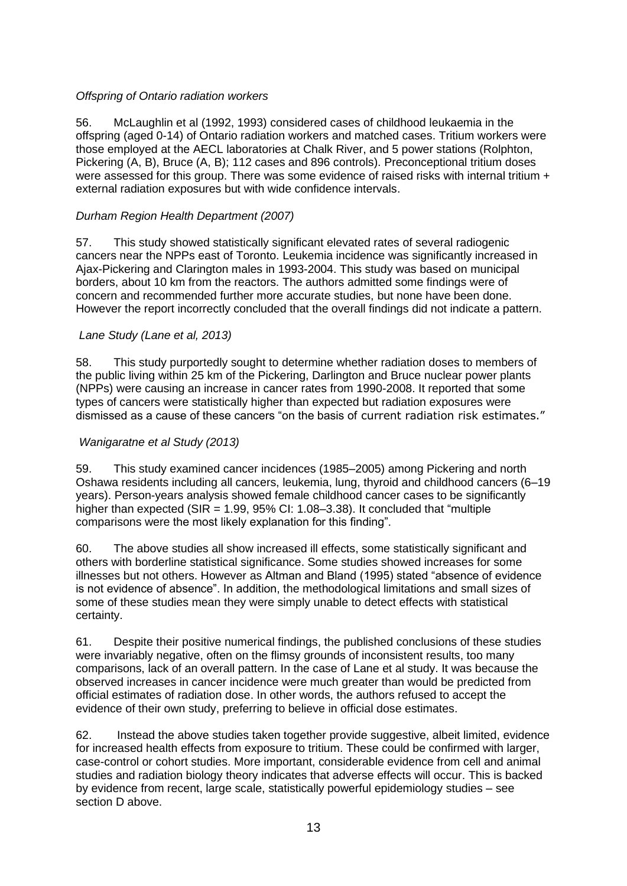*Offspring of Ontario radiation workers*

56. McLaughlin et al (1992, 1993) considered cases of childhood leukaemia in the offspring (aged 0-14) of Ontario radiation workers and matched cases. Tritium workers were those employed at the AECL laboratories at Chalk River, and 5 power stations (Rolphton, Pickering (A, B), Bruce (A, B); 112 cases and 896 controls). Preconceptional tritium doses were assessed for this group. There was some evidence of raised risks with internal tritium + external radiation exposures but with wide confidence intervals.

*Durham Region Health Department (2007)*

57. This study showed statistically significant elevated rates of several radiogenic cancers near the NPPs east of Toronto. Leukemia incidence was significantly increased in Ajax-Pickering and Clarington males in 1993-2004. This study was based on municipal borders, about 10 km from the reactors. The authors admitted some findings were of concern and recommended further more accurate studies, but none have been done. However the report incorrectly concluded that the overall findings did not indicate a pattern.

*Lane Study (Lane et al, 2013)*

58. This study purportedly sought to determine whether radiation doses to members of the public living within 25 km of the Pickering, Darlington and Bruce nuclear power plants (NPPs) were causing an increase in cancer rates from 1990-2008. It reported that some types of cancers were statistically higher than expected but radiation exposures were dismissed as a cause of these cancers "on the basis of current radiation risk estimates."

*Wanigaratne et al Study (2013)*

59. This study examined cancer incidences (1985–2005) among Pickering and north Oshawa residents including all cancers, leukemia, lung, thyroid and childhood cancers (6–19 years). Person-years analysis showed female childhood cancer cases to be significantly higher than expected (SIR = 1.99, 95% CI: 1.08–3.38). It concluded that "multiple comparisons were the most likely explanation for this finding".

60. The above studies all show increased ill effects, some statistically significant and others with borderline statistical significance. Some studies showed increases for some illnesses but not others. However as Altman and Bland (1995) stated "absence of evidence is not evidence of absence". In addition, the methodological limitations and small sizes of some of these studies mean they were simply unable to detect effects with statistical certainty.

61. Despite their positive numerical findings, the published conclusions of these studies were invariably negative, often on the flimsy grounds of inconsistent results, too many comparisons, lack of an overall pattern. In the case of Lane et al study. It was because the observed increases in cancer incidence were much greater than would be predicted from official estimates of radiation dose. In other words, the authors refused to accept the evidence of their own study, preferring to believe in official dose estimates.

62. Instead the above studies taken together provide suggestive, albeit limited, evidence for increased health effects from exposure to tritium. These could be confirmed with larger, case-control or cohort studies. More important, considerable evidence from cell and animal studies and radiation biology theory indicates that adverse effects will occur. This is backed by evidence from recent, large scale, statistically powerful epidemiology studies – see section D above.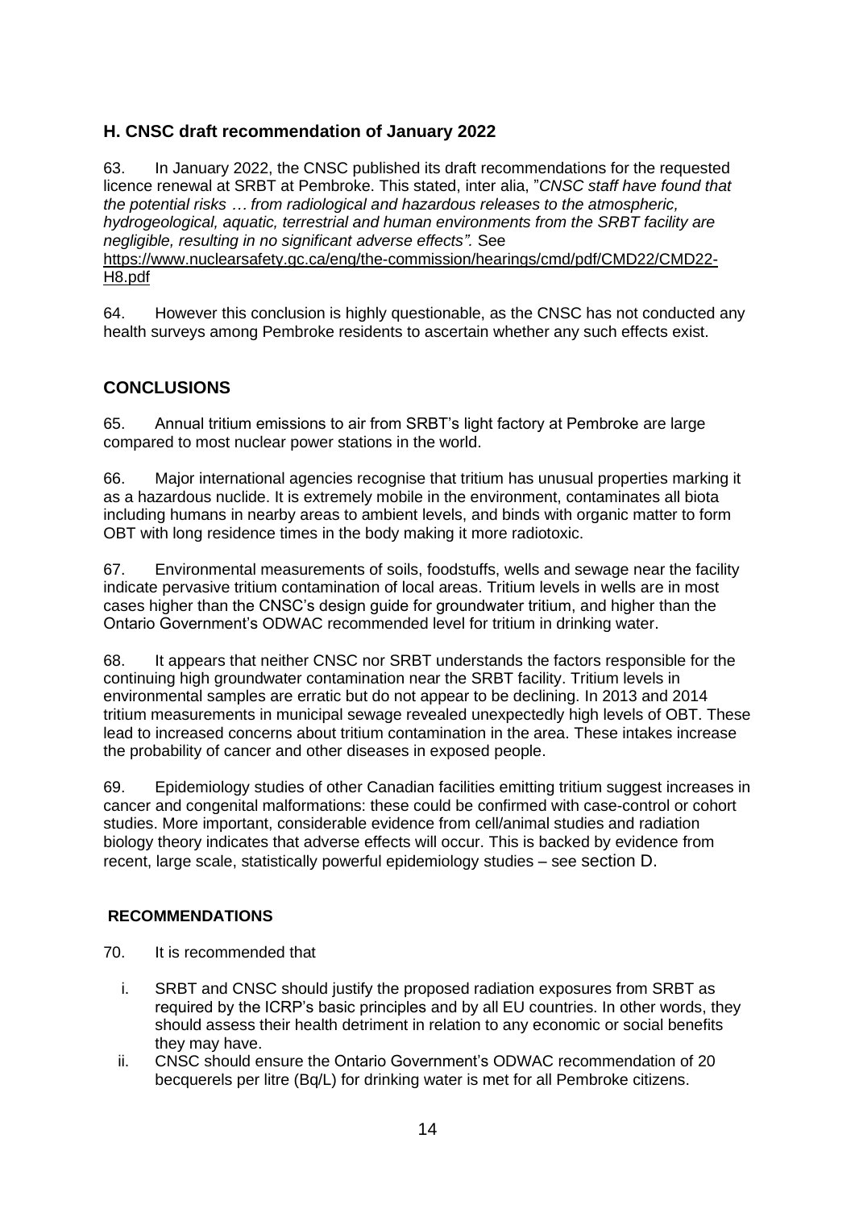## H. CNSC draft recommendation of January 2022

63. In January 2022, the CNSC published its draft recommendations for the requested licence renewal at SRBT at Pembroke. This stated, inter alia, "*CNSC staff have found that the potential risks … from radiological and hazardous releases to the atmospheric, hydrogeological, aquatic, terrestrial and human environments from the SRBT facility are negligible, resulting in no significant adverse effects".* See https://www.nuclearsafety.gc.ca/eng/the-commission/hearings/cmd/pdf/CMD22/CMD22-H8.pdf

64. However this conclusion is highly questionable, as the CNSC has not conducted any health surveys among Pembroke residents to ascertain whether any such effects exist.

## CONCLUSIONS

65. Annual tritium emissions to air from SRBT's light factory at Pembroke are large compared to most nuclear power stations in the world.

66. Major international agencies recognise that tritium has unusual properties marking it as a hazardous nuclide. It is extremely mobile in the environment, contaminates all biota including humans in nearby areas to ambient levels, and binds with organic matter to form OBT with long residence times in the body making it more radiotoxic.

67. Environmental measurements of soils, foodstuffs, wells and sewage near the facility indicate pervasive tritium contamination of local areas. Tritium levels in wells are in most cases higher than the CNSC's design guide for groundwater tritium, and higher than the Ontario Government's ODWAC recommended level for tritium in drinking water.

68. It appears that neither CNSC nor SRBT understands the factors responsible for the continuing high groundwater contamination near the SRBT facility. Tritium levels in environmental samples are erratic but do not appear to be declining. In 2013 and 2014 tritium measurements in municipal sewage revealed unexpectedly high levels of OBT. These lead to increased concerns about tritium contamination in the area. These intakes increase the probability of cancer and other diseases in exposed people.

69. Epidemiology studies of other Canadian facilities emitting tritium suggest increases in cancer and congenital malformations: these could be confirmed with case-control or cohort studies. More important, considerable evidence from cell/animal studies and radiation biology theory indicates that adverse effects will occur. This is backed by evidence from recent, large scale, statistically powerful epidemiology studies – see section D.

### RECOMMENDATIONS

70. It is recommended that

i. SRBT and CNSC should justify the proposed radiation exposures from SRBT as required by the ICRP's basic principles and by all EU countries. In other words, they should assess their health detriment in relation to any economic or social benefits they may have.

ii. CNSC should ensure the Ontario Government's ODWAC recommendation of 20 becquerels per litre (Bq/L) for drinking water is met for all Pembroke citizens.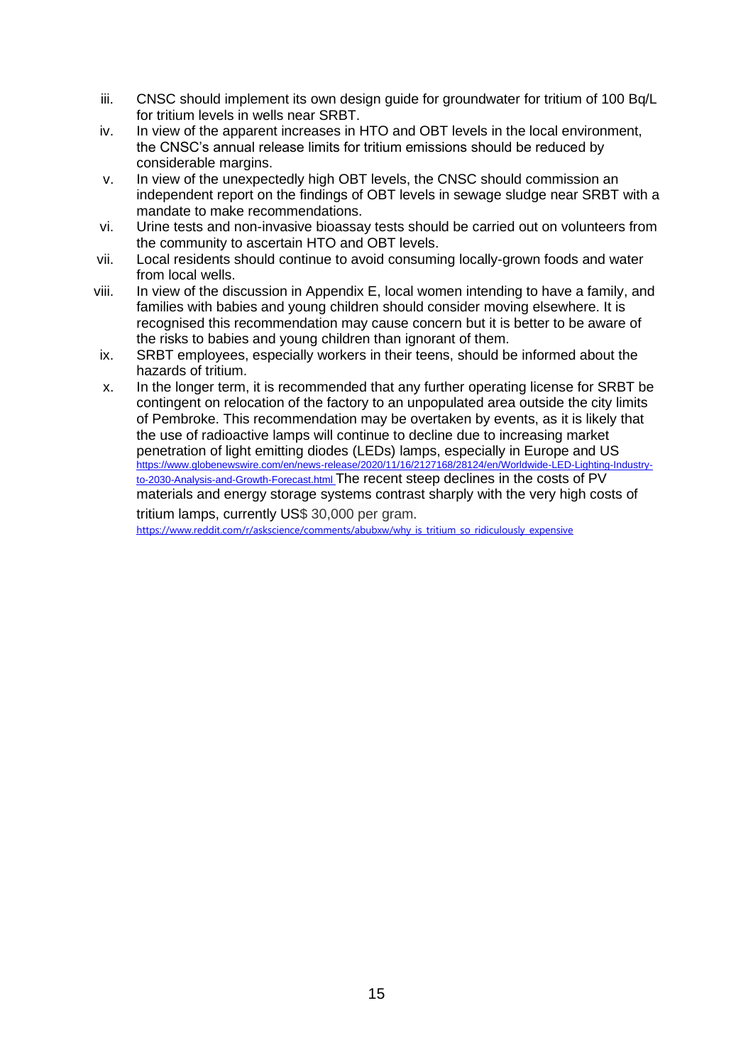iii. CNSC should implement its own design guide for groundwater for tritium of 100 Bq/L for tritium levels in wells near SRBT.

iv. In view of the apparent increases in HTO and OBT levels in the local environment, the CNSC's annual release limits for tritium emissions should be reduced by considerable margins.

v. In view of the unexpectedly high OBT levels, the CNSC should commission an independent report on the findings of OBT levels in sewage sludge near SRBT with a mandate to make recommendations.

vi. Urine tests and non-invasive bioassay tests should be carried out on volunteers from the community to ascertain HTO and OBT levels.

vii. Local residents should continue to avoid consuming locally-grown foods and water from local wells.

viii. In view of the discussion in Appendix E, local women intending to have a family, and families with babies and young children should consider moving elsewhere. It is recognised this recommendation may cause concern but it is better to be aware of the risks to babies and young children than ignorant of them.

ix. SRBT employees, especially workers in their teens, should be informed about the hazards of tritium.

x. In the longer term, it is recommended that any further operating license for SRBT be contingent on relocation of the factory to an unpopulated area outside the city limits of Pembroke. This recommendation may be overtaken by events, as it is likely that the use of radioactive lamps will continue to decline due to increasing market penetration of light emitting diodes (LEDs) lamps, especially in Europe and US https://www.globenewswire.com/en/news-release/2020/11/16/2127168/28124/en/Worldwide-LED-Lighting-Industry-to-2030-Analysis-and-Growth-Forecast.html The recent steep declines in the costs of PV materials and energy storage systems contrast sharply with the very high costs of tritium lamps, currently US$ 30,000 per gram. https://www.reddit.com/r/askscience/comments/abubxw/why_is_tritium_so_ridiculously_expensive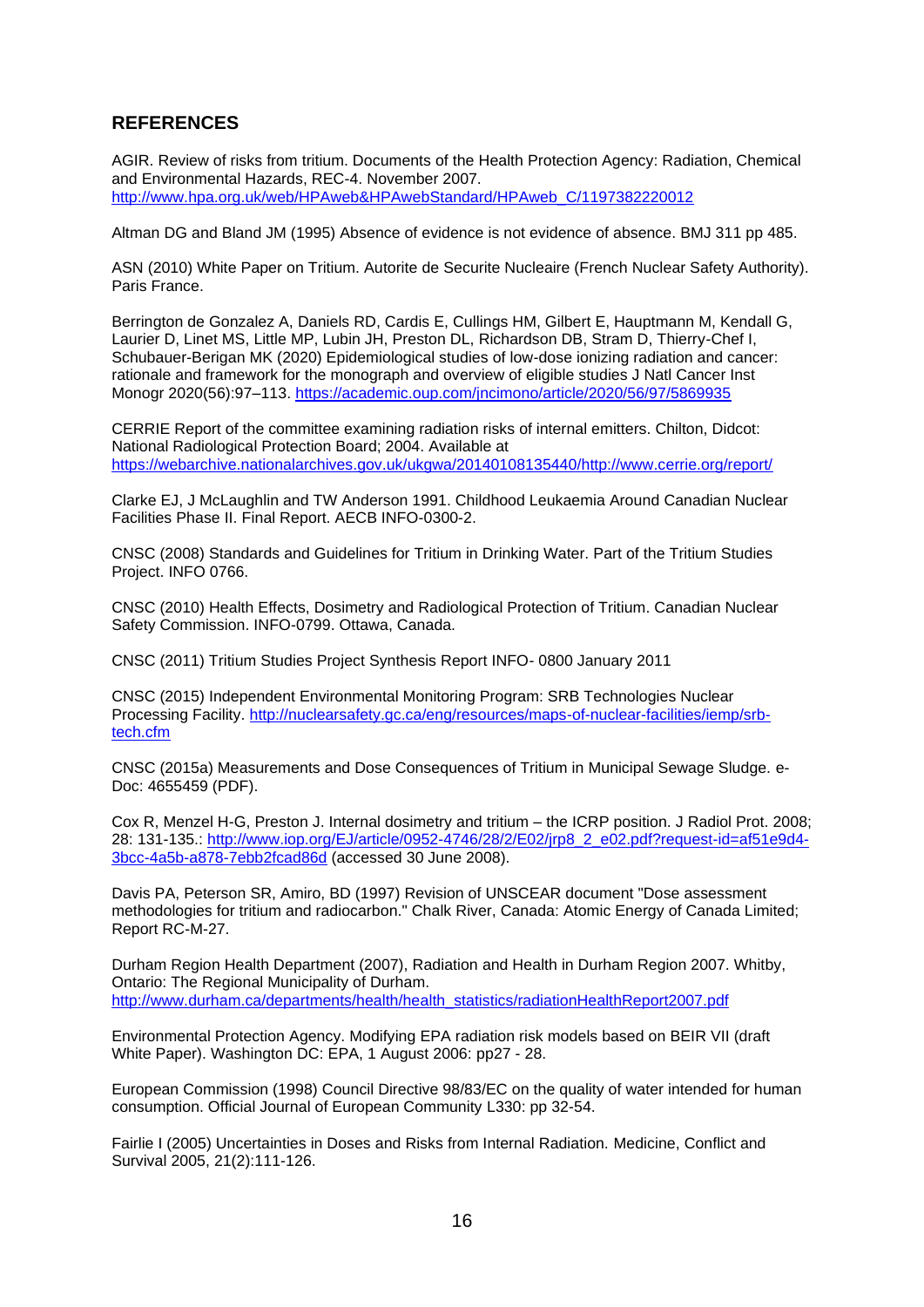## REFERENCES

AGIR. Review of risks from tritium. Documents of the Health Protection Agency: Radiation, Chemical and Environmental Hazards, REC-4. November 2007. http://www.hpa.org.uk/web/HPAweb&HPAwebStandard/HPAweb_C/1197382220012

Altman DG and Bland JM (1995) Absence of evidence is not evidence of absence. BMJ 311 pp 485.

ASN (2010) White Paper on Tritium. Autorite de Securite Nucleaire (French Nuclear Safety Authority). Paris France.

Berrington de Gonzalez A, Daniels RD, Cardis E, Cullings HM, Gilbert E, Hauptmann M, Kendall G, Laurier D, Linet MS, Little MP, Lubin JH, Preston DL, Richardson DB, Stram D, Thierry-Chef I, Schubauer-Berigan MK (2020) Epidemiological studies of low-dose ionizing radiation and cancer: rationale and framework for the monograph and overview of eligible studies J Natl Cancer Inst Monogr 2020(56):97–113. https://academic.oup.com/jncimono/article/2020/56/97/5869935

CERRIE Report of the committee examining radiation risks of internal emitters. Chilton, Didcot: National Radiological Protection Board; 2004. Available at https://webarchive.nationalarchives.gov.uk/ukgwa/20140108135440/http://www.cerrie.org/report/

Clarke EJ, J McLaughlin and TW Anderson 1991. Childhood Leukaemia Around Canadian Nuclear Facilities Phase II. Final Report. AECB INFO-0300-2.

CNSC (2008) Standards and Guidelines for Tritium in Drinking Water. Part of the Tritium Studies Project. INFO 0766.

CNSC (2010) Health Effects, Dosimetry and Radiological Protection of Tritium. Canadian Nuclear Safety Commission. INFO-0799. Ottawa, Canada.

CNSC (2011) Tritium Studies Project Synthesis Report INFO- 0800 January 2011

CNSC (2015) Independent Environmental Monitoring Program: SRB Technologies Nuclear Processing Facility. http://nuclearsafety.gc.ca/eng/resources/maps-of-nuclear-facilities/iemp/srb-tech.cfm

CNSC (2015a) Measurements and Dose Consequences of Tritium in Municipal Sewage Sludge. e-Doc: 4655459 (PDF).

Cox R, Menzel H-G, Preston J. Internal dosimetry and tritium – the ICRP position. J Radiol Prot. 2008; 28: 131-135.: http://www.iop.org/EJ/article/0952-4746/28/2/E02/jrp8_2_e02.pdf?request-id=af51e9d4-3bcc-4a5b-a878-7ebb2fcad86d (accessed 30 June 2008).

Davis PA, Peterson SR, Amiro, BD (1997) Revision of UNSCEAR document "Dose assessment methodologies for tritium and radiocarbon." Chalk River, Canada: Atomic Energy of Canada Limited; Report RC-M-27.

Durham Region Health Department (2007), Radiation and Health in Durham Region 2007. Whitby, Ontario: The Regional Municipality of Durham. http://www.durham.ca/departments/health/health_statistics/radiationHealthReport2007.pdf

Environmental Protection Agency. Modifying EPA radiation risk models based on BEIR VII (draft White Paper). Washington DC: EPA, 1 August 2006: pp27 - 28.

European Commission (1998) Council Directive 98/83/EC on the quality of water intended for human consumption. Official Journal of European Community L330: pp 32-54.

Fairlie I (2005) Uncertainties in Doses and Risks from Internal Radiation. Medicine, Conflict and Survival 2005, 21(2):111-126.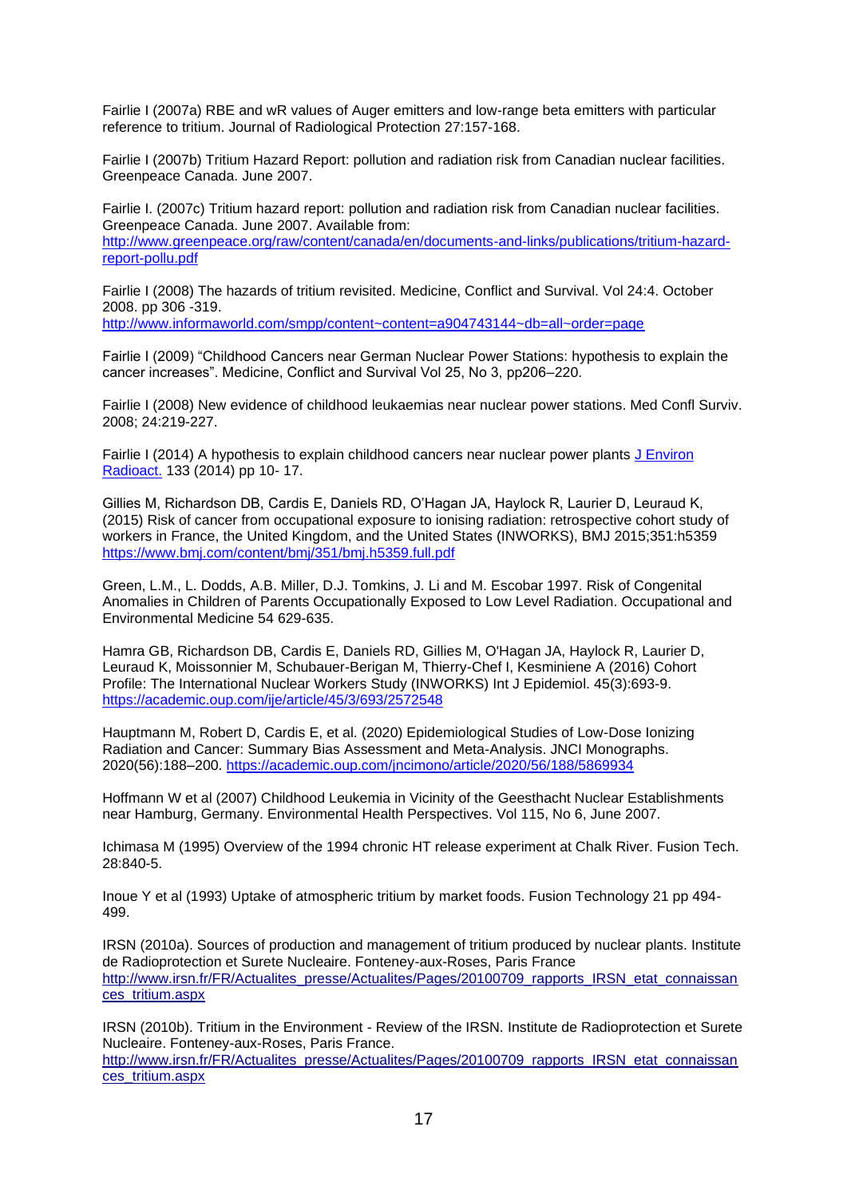Fairlie I (2007a) RBE and wR values of Auger emitters and low-range beta emitters with particular reference to tritium. Journal of Radiological Protection 27:157-168.

Fairlie I (2007b) Tritium Hazard Report: pollution and radiation risk from Canadian nuclear facilities. Greenpeace Canada. June 2007.

Fairlie I. (2007c) Tritium hazard report: pollution and radiation risk from Canadian nuclear facilities. Greenpeace Canada. June 2007. Available from: [http://www.greenpeace.org/raw/content/canada/en/documents-and-links/publications/tritium-hazard-report-pollu.pdf](http://www.greenpeace.org/raw/content/canada/en/documents-and-links/publications/tritium-hazard-report-pollu.pdf)

Fairlie I (2008) The hazards of tritium revisited. Medicine, Conflict and Survival. Vol 24:4. October 2008. pp 306 -319. [http://www.informaworld.com/smpp/content~content=a904743144~db=all~order=page](http://www.informaworld.com/smpp/content~content=a904743144~db=all~order=page)

Fairlie I (2009) "Childhood Cancers near German Nuclear Power Stations: hypothesis to explain the cancer increases". Medicine, Conflict and Survival Vol 25, No 3, pp206–220.

Fairlie I (2008) New evidence of childhood leukaemias near nuclear power stations. Med Confl Surviv. 2008; 24:219-227.

Fairlie I (2014) A hypothesis to explain childhood cancers near nuclear power plants J Environ Radioact. 133 (2014) pp 10- 17.

Gillies M, Richardson DB, Cardis E, Daniels RD, O'Hagan JA, Haylock R, Laurier D, Leuraud K, (2015) Risk of cancer from occupational exposure to ionising radiation: retrospective cohort study of workers in France, the United Kingdom, and the United States (INWORKS), BMJ 2015;351:h5359 [https://www.bmj.com/content/bmj/351/bmj.h5359.full.pdf](https://www.bmj.com/content/bmj/351/bmj.h5359.full.pdf)

Green, L.M., L. Dodds, A.B. Miller, D.J. Tomkins, J. Li and M. Escobar 1997. Risk of Congenital Anomalies in Children of Parents Occupationally Exposed to Low Level Radiation. Occupational and Environmental Medicine 54 629-635.

Hamra GB, Richardson DB, Cardis E, Daniels RD, Gillies M, O'Hagan JA, Haylock R, Laurier D, Leuraud K, Moissonnier M, Schubauer-Berigan M, Thierry-Chef I, Kesminiene A (2016) Cohort Profile: The International Nuclear Workers Study (INWORKS) Int J Epidemiol. 45(3):693-9. [https://academic.oup.com/ije/article/45/3/693/2572548](https://academic.oup.com/ije/article/45/3/693/2572548)

Hauptmann M, Robert D, Cardis E, et al. (2020) Epidemiological Studies of Low-Dose Ionizing Radiation and Cancer: Summary Bias Assessment and Meta-Analysis. JNCI Monographs. 2020(56):188–200. [https://academic.oup.com/jncimono/article/2020/56/188/5869934](https://academic.oup.com/jncimono/article/2020/56/188/5869934)

Hoffmann W et al (2007) Childhood Leukemia in Vicinity of the Geesthacht Nuclear Establishments near Hamburg, Germany. Environmental Health Perspectives. Vol 115, No 6, June 2007.

Ichimasa M (1995) Overview of the 1994 chronic HT release experiment at Chalk River. Fusion Tech. 28:840-5.

Inoue Y et al (1993) Uptake of atmospheric tritium by market foods. Fusion Technology 21 pp 494-499.

IRSN (2010a). Sources of production and management of tritium produced by nuclear plants. Institute de Radioprotection et Surete Nucleaire. Fonteney-aux-Roses, Paris France [http://www.irsn.fr/FR/Actualites_presse/Actualites/Pages/20100709_rapports_IRSN_etat_connaissances_tritium.aspx](http://www.irsn.fr/FR/Actualites_presse/Actualites/Pages/20100709_rapports_IRSN_etat_connaissances_tritium.aspx)

IRSN (2010b). Tritium in the Environment - Review of the IRSN. Institute de Radioprotection et Surete Nucleaire. Fonteney-aux-Roses, Paris France. [http://www.irsn.fr/FR/Actualites_presse/Actualites/Pages/20100709_rapports_IRSN_etat_connaissances_tritium.aspx](http://www.irsn.fr/FR/Actualites_presse/Actualites/Pages/20100709_rapports_IRSN_etat_connaissances_tritium.aspx)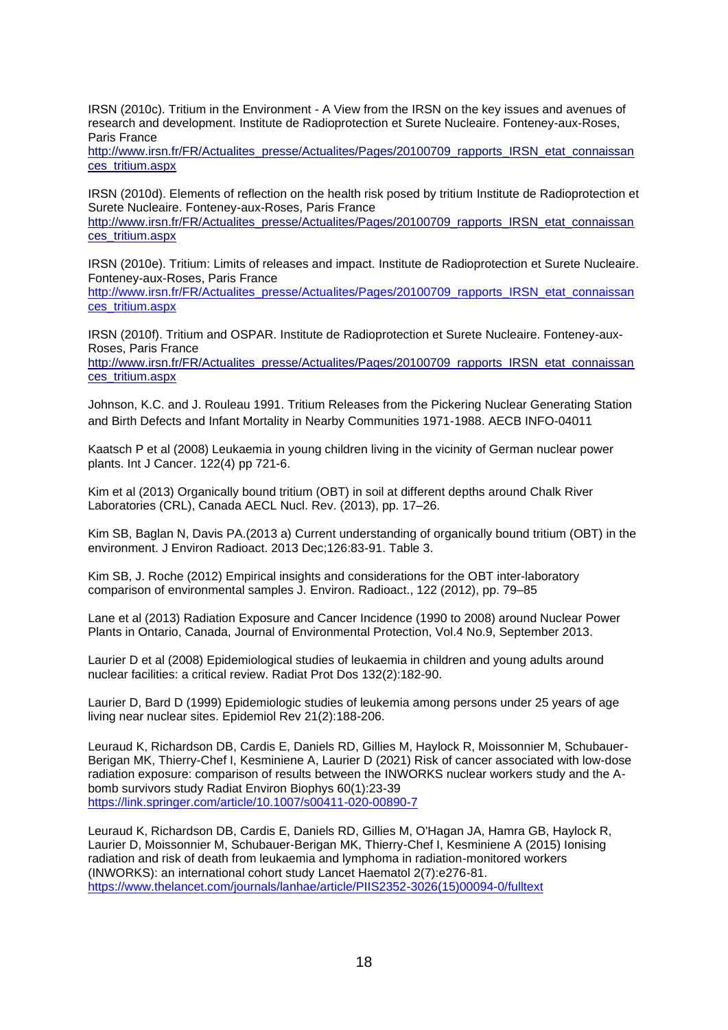IRSN (2010c). Tritium in the Environment - A View from the IRSN on the key issues and avenues of research and development. Institute de Radioprotection et Surete Nucleaire. Fonteney-aux-Roses, Paris France
http://www.irsn.fr/FR/Actualites_presse/Actualites/Pages/20100709_rapports_IRSN_etat_connaissances_tritium.aspx

IRSN (2010d). Elements of reflection on the health risk posed by tritium Institute de Radioprotection et Surete Nucleaire. Fonteney-aux-Roses, Paris France
http://www.irsn.fr/FR/Actualites_presse/Actualites/Pages/20100709_rapports_IRSN_etat_connaissances_tritium.aspx

IRSN (2010e). Tritium: Limits of releases and impact. Institute de Radioprotection et Surete Nucleaire. Fonteney-aux-Roses, Paris France
http://www.irsn.fr/FR/Actualites_presse/Actualites/Pages/20100709_rapports_IRSN_etat_connaissances_tritium.aspx

IRSN (2010f). Tritium and OSPAR. Institute de Radioprotection et Surete Nucleaire. Fonteney-aux-Roses, Paris France
http://www.irsn.fr/FR/Actualites_presse/Actualites/Pages/20100709_rapports_IRSN_etat_connaissances_tritium.aspx

Johnson, K.C. and J. Rouleau 1991. Tritium Releases from the Pickering Nuclear Generating Station and Birth Defects and Infant Mortality in Nearby Communities 1971-1988. AECB INFO-04011

Kaatsch P et al (2008) Leukaemia in young children living in the vicinity of German nuclear power plants. Int J Cancer. 122(4) pp 721-6.

Kim et al (2013) Organically bound tritium (OBT) in soil at different depths around Chalk River Laboratories (CRL), Canada AECL Nucl. Rev. (2013), pp. 17–26.

Kim SB, Baglan N, Davis PA.(2013 a) Current understanding of organically bound tritium (OBT) in the environment. J Environ Radioact. 2013 Dec;126:83-91. Table 3.

Kim SB, J. Roche (2012) Empirical insights and considerations for the OBT inter-laboratory comparison of environmental samples J. Environ. Radioact., 122 (2012), pp. 79–85

Lane et al (2013) Radiation Exposure and Cancer Incidence (1990 to 2008) around Nuclear Power Plants in Ontario, Canada, Journal of Environmental Protection, Vol.4 No.9, September 2013.

Laurier D et al (2008) Epidemiological studies of leukaemia in children and young adults around nuclear facilities: a critical review. Radiat Prot Dos 132(2):182-90.

Laurier D, Bard D (1999) Epidemiologic studies of leukemia among persons under 25 years of age living near nuclear sites. Epidemiol Rev 21(2):188-206.

Leuraud K, Richardson DB, Cardis E, Daniels RD, Gillies M, Haylock R, Moissonnier M, Schubauer-Berigan MK, Thierry-Chef I, Kesminiene A, Laurier D (2021) Risk of cancer associated with low-dose radiation exposure: comparison of results between the INWORKS nuclear workers study and the A-bomb survivors study Radiat Environ Biophys 60(1):23-39
https://link.springer.com/article/10.1007/s00411-020-00890-7

Leuraud K, Richardson DB, Cardis E, Daniels RD, Gillies M, O'Hagan JA, Hamra GB, Haylock R, Laurier D, Moissonnier M, Schubauer-Berigan MK, Thierry-Chef I, Kesminiene A (2015) Ionising radiation and risk of death from leukaemia and lymphoma in radiation-monitored workers (INWORKS): an international cohort study Lancet Haematol 2(7):e276-81.
https://www.thelancet.com/journals/lanhae/article/PIIS2352-3026(15)00094-0/fulltext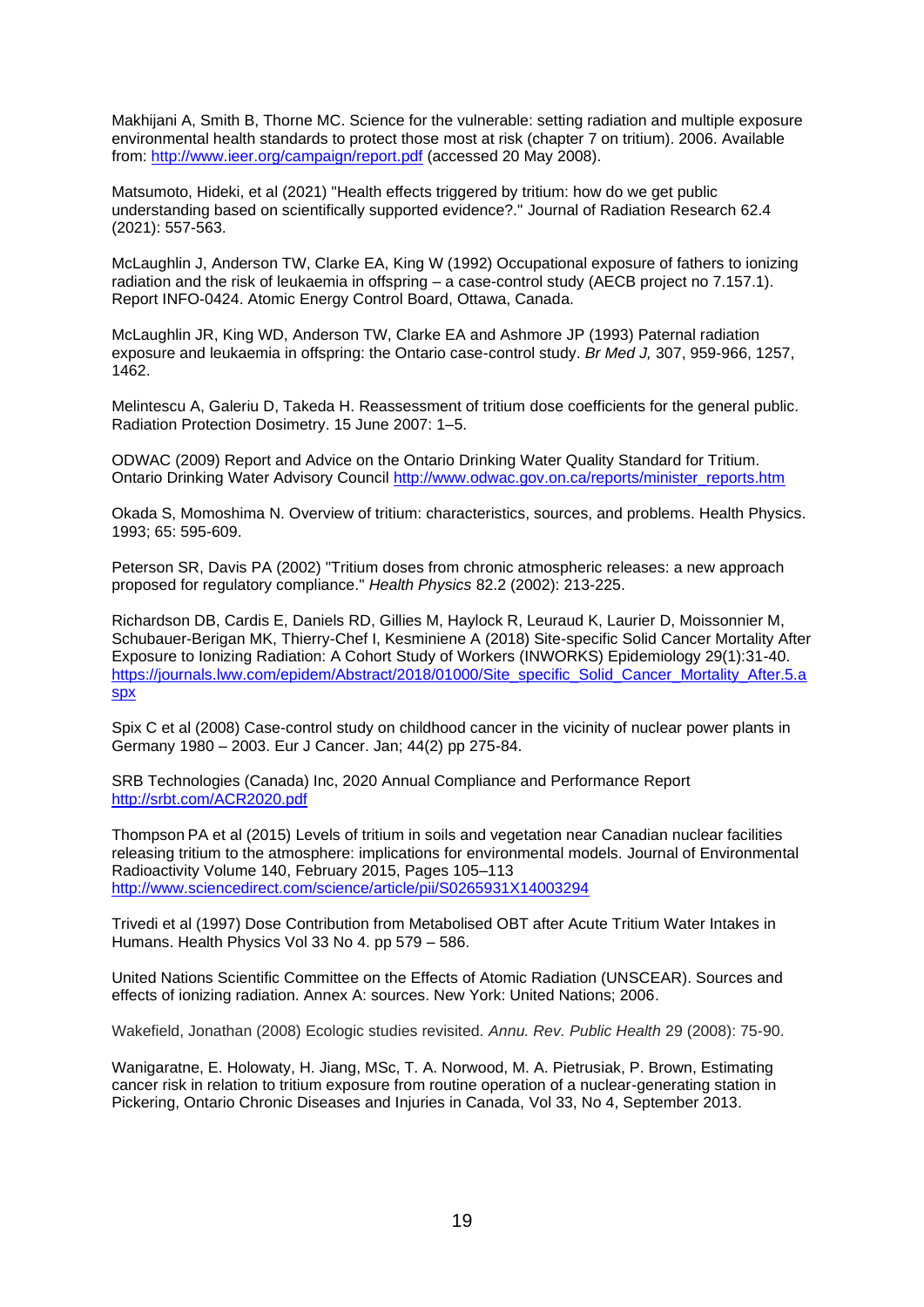Makhijani A, Smith B, Thorne MC. Science for the vulnerable: setting radiation and multiple exposure environmental health standards to protect those most at risk (chapter 7 on tritium). 2006. Available from: http://www.ieer.org/campaign/report.pdf (accessed 20 May 2008).

Matsumoto, Hideki, et al (2021) "Health effects triggered by tritium: how do we get public understanding based on scientifically supported evidence?." Journal of Radiation Research 62.4 (2021): 557-563.

McLaughlin J, Anderson TW, Clarke EA, King W (1992) Occupational exposure of fathers to ionizing radiation and the risk of leukaemia in offspring – a case-control study (AECB project no 7.157.1). Report INFO-0424. Atomic Energy Control Board, Ottawa, Canada.

McLaughlin JR, King WD, Anderson TW, Clarke EA and Ashmore JP (1993) Paternal radiation exposure and leukaemia in offspring: the Ontario case-control study. *Br Med J,* 307, 959-966, 1257, 1462.

Melintescu A, Galeriu D, Takeda H. Reassessment of tritium dose coefficients for the general public. Radiation Protection Dosimetry. 15 June 2007: 1–5.

ODWAC (2009) Report and Advice on the Ontario Drinking Water Quality Standard for Tritium. Ontario Drinking Water Advisory Council http://www.odwac.gov.on.ca/reports/minister_reports.htm

Okada S, Momoshima N. Overview of tritium: characteristics, sources, and problems. Health Physics. 1993; 65: 595-609.

Peterson SR, Davis PA (2002) "Tritium doses from chronic atmospheric releases: a new approach proposed for regulatory compliance." *Health Physics* 82.2 (2002): 213-225.

Richardson DB, Cardis E, Daniels RD, Gillies M, Haylock R, Leuraud K, Laurier D, Moissonnier M, Schubauer-Berigan MK, Thierry-Chef I, Kesminiene A (2018) Site-specific Solid Cancer Mortality After Exposure to Ionizing Radiation: A Cohort Study of Workers (INWORKS) Epidemiology 29(1):31-40. https://journals.lww.com/epidem/Abstract/2018/01000/Site_specific_Solid_Cancer_Mortality_After.5.aspx

Spix C et al (2008) Case-control study on childhood cancer in the vicinity of nuclear power plants in Germany 1980 – 2003. Eur J Cancer. Jan; 44(2) pp 275-84.

SRB Technologies (Canada) Inc, 2020 Annual Compliance and Performance Report http://srbt.com/ACR2020.pdf

Thompson PA et al (2015) Levels of tritium in soils and vegetation near Canadian nuclear facilities releasing tritium to the atmosphere: implications for environmental models. Journal of Environmental Radioactivity Volume 140, February 2015, Pages 105–113 http://www.sciencedirect.com/science/article/pii/S0265931X14003294

Trivedi et al (1997) Dose Contribution from Metabolised OBT after Acute Tritium Water Intakes in Humans. Health Physics Vol 33 No 4. pp 579 – 586.

United Nations Scientific Committee on the Effects of Atomic Radiation (UNSCEAR). Sources and effects of ionizing radiation. Annex A: sources. New York: United Nations; 2006.

Wakefield, Jonathan (2008) Ecologic studies revisited. *Annu. Rev. Public Health* 29 (2008): 75-90.

Wanigaratne, E. Holowaty, H. Jiang, MSc, T. A. Norwood, M. A. Pietrusiak, P. Brown, Estimating cancer risk in relation to tritium exposure from routine operation of a nuclear-generating station in Pickering, Ontario Chronic Diseases and Injuries in Canada, Vol 33, No 4, September 2013.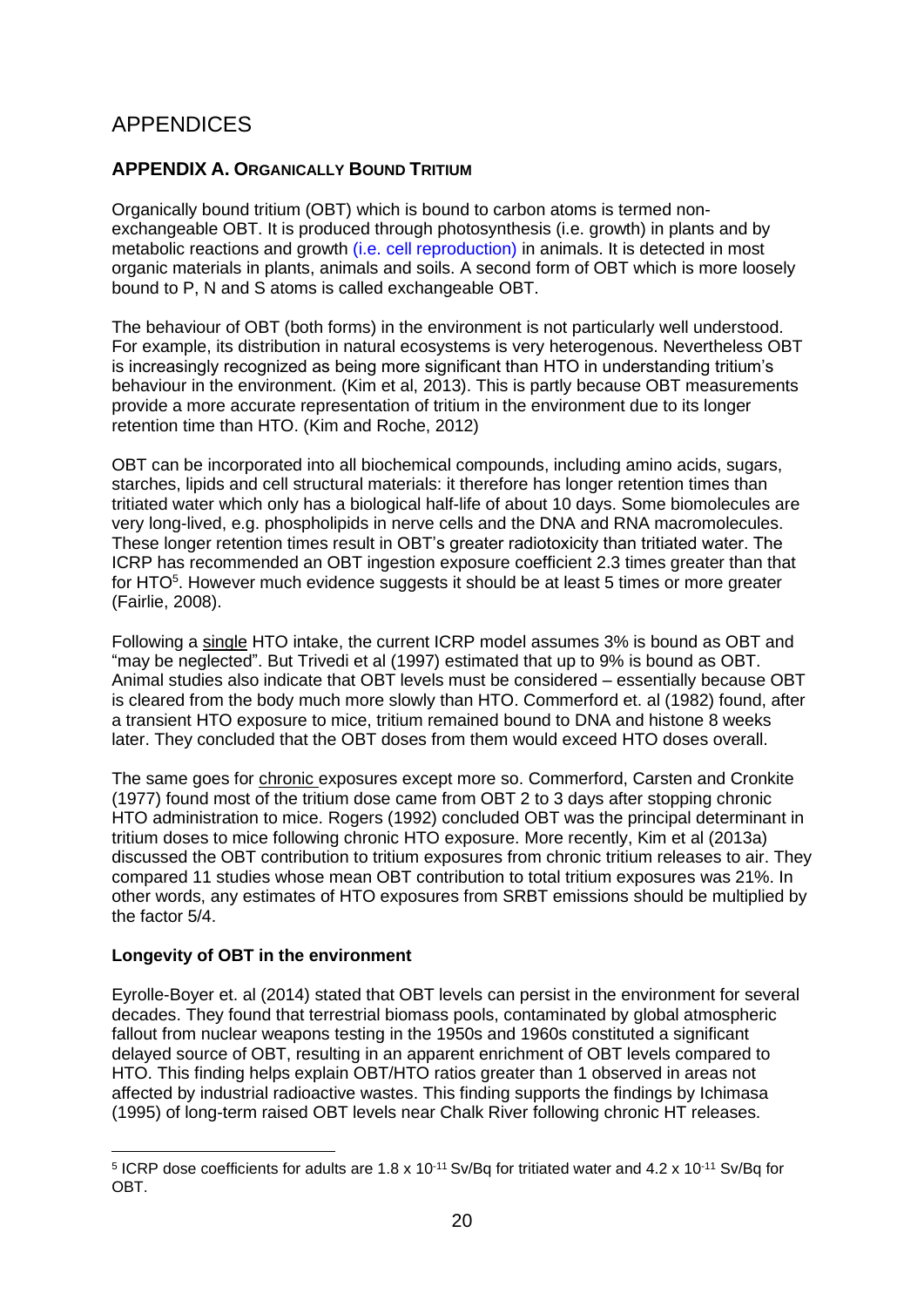# APPENDICES

## APPENDIX A. ORGANICALLY BOUND TRITIUM

Organically bound tritium (OBT) which is bound to carbon atoms is termed non-exchangeable OBT. It is produced through photosynthesis (i.e. growth) in plants and by metabolic reactions and growth (i.e. cell reproduction) in animals. It is detected in most organic materials in plants, animals and soils. A second form of OBT which is more loosely bound to P, N and S atoms is called exchangeable OBT.

The behaviour of OBT (both forms) in the environment is not particularly well understood. For example, its distribution in natural ecosystems is very heterogenous. Nevertheless OBT is increasingly recognized as being more significant than HTO in understanding tritium's behaviour in the environment. (Kim et al, 2013). This is partly because OBT measurements provide a more accurate representation of tritium in the environment due to its longer retention time than HTO. (Kim and Roche, 2012)

OBT can be incorporated into all biochemical compounds, including amino acids, sugars, starches, lipids and cell structural materials: it therefore has longer retention times than tritiated water which only has a biological half-life of about 10 days. Some biomolecules are very long-lived, e.g. phospholipids in nerve cells and the DNA and RNA macromolecules. These longer retention times result in OBT's greater radiotoxicity than tritiated water. The ICRP has recommended an OBT ingestion exposure coefficient 2.3 times greater than that for HTO[5]. However much evidence suggests it should be at least 5 times or more greater (Fairlie, 2008).

Following a single HTO intake, the current ICRP model assumes 3% is bound as OBT and "may be neglected". But Trivedi et al (1997) estimated that up to 9% is bound as OBT. Animal studies also indicate that OBT levels must be considered – essentially because OBT is cleared from the body much more slowly than HTO. Commerford et. al (1982) found, after a transient HTO exposure to mice, tritium remained bound to DNA and histone 8 weeks later. They concluded that the OBT doses from them would exceed HTO doses overall.

The same goes for chronic exposures except more so. Commerford, Carsten and Cronkite (1977) found most of the tritium dose came from OBT 2 to 3 days after stopping chronic HTO administration to mice. Rogers (1992) concluded OBT was the principal determinant in tritium doses to mice following chronic HTO exposure. More recently, Kim et al (2013a) discussed the OBT contribution to tritium exposures from chronic tritium releases to air. They compared 11 studies whose mean OBT contribution to total tritium exposures was 21%. In other words, any estimates of HTO exposures from SRBT emissions should be multiplied by the factor 5/4.

**Longevity of OBT in the environment**

Eyrolle-Boyer et. al (2014) stated that OBT levels can persist in the environment for several decades. They found that terrestrial biomass pools, contaminated by global atmospheric fallout from nuclear weapons testing in the 1950s and 1960s constituted a significant delayed source of OBT, resulting in an apparent enrichment of OBT levels compared to HTO. This finding helps explain OBT/HTO ratios greater than 1 observed in areas not affected by industrial radioactive wastes. This finding supports the findings by Ichimasa (1995) of long-term raised OBT levels near Chalk River following chronic HT releases.

---

[5] ICRP dose coefficients for adults are $1.8 \times 10^{-11}$ Sv/Bq for tritiated water and $4.2 \times 10^{-11}$ Sv/Bq for OBT.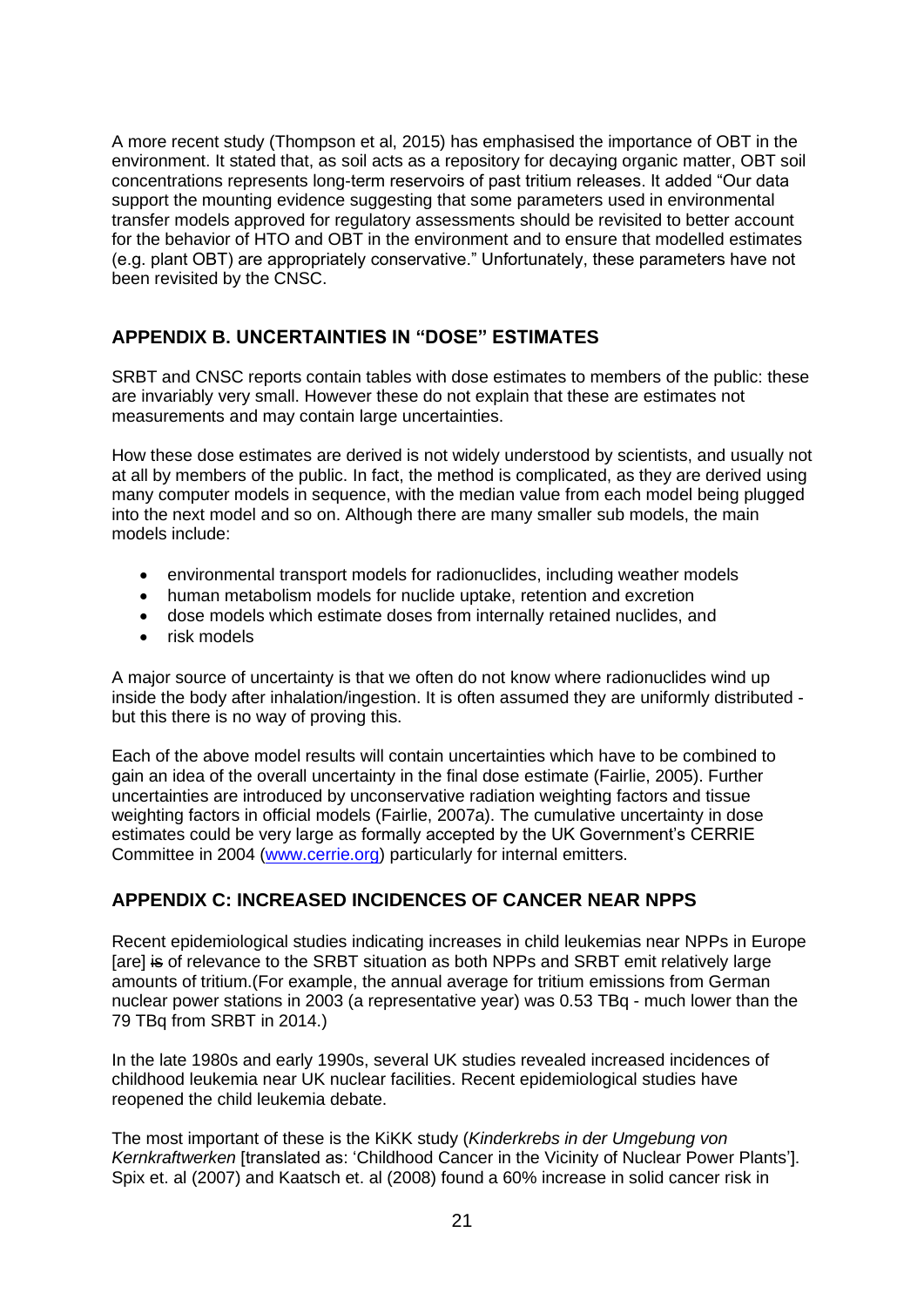A more recent study (Thompson et al, 2015) has emphasised the importance of OBT in the environment. It stated that, as soil acts as a repository for decaying organic matter, OBT soil concentrations represents long-term reservoirs of past tritium releases. It added “Our data support the mounting evidence suggesting that some parameters used in environmental transfer models approved for regulatory assessments should be revisited to better account for the behavior of HTO and OBT in the environment and to ensure that modelled estimates (e.g. plant OBT) are appropriately conservative.” Unfortunately, these parameters have not been revisited by the CNSC.

## APPENDIX B. UNCERTAINTIES IN “DOSE” ESTIMATES

SRBT and CNSC reports contain tables with dose estimates to members of the public: these are invariably very small. However these do not explain that these are estimates not measurements and may contain large uncertainties.

How these dose estimates are derived is not widely understood by scientists, and usually not at all by members of the public. In fact, the method is complicated, as they are derived using many computer models in sequence, with the median value from each model being plugged into the next model and so on. Although there are many smaller sub models, the main models include:

- environmental transport models for radionuclides, including weather models
- human metabolism models for nuclide uptake, retention and excretion
- dose models which estimate doses from internally retained nuclides, and
- risk models

A major source of uncertainty is that we often do not know where radionuclides wind up inside the body after inhalation/ingestion. It is often assumed they are uniformly distributed - but this there is no way of proving this.

Each of the above model results will contain uncertainties which have to be combined to gain an idea of the overall uncertainty in the final dose estimate (Fairlie, 2005). Further uncertainties are introduced by unconservative radiation weighting factors and tissue weighting factors in official models (Fairlie, 2007a). The cumulative uncertainty in dose estimates could be very large as formally accepted by the UK Government’s CERRIE Committee in 2004 (www.cerrie.org) particularly for internal emitters.

## APPENDIX C: INCREASED INCIDENCES OF CANCER NEAR NPPS

Recent epidemiological studies indicating increases in child leukemias near NPPs in Europe [are] ~~is~~ of relevance to the SRBT situation as both NPPs and SRBT emit relatively large amounts of tritium.(For example, the annual average for tritium emissions from German nuclear power stations in 2003 (a representative year) was 0.53 TBq - much lower than the 79 TBq from SRBT in 2014.)

In the late 1980s and early 1990s, several UK studies revealed increased incidences of childhood leukemia near UK nuclear facilities. Recent epidemiological studies have reopened the child leukemia debate.

The most important of these is the KiKK study (*Kinderkrebs in der Umgebung von Kernkraftwerken* [translated as: ‘Childhood Cancer in the Vicinity of Nuclear Power Plants’]. Spix et. al (2007) and Kaatsch et. al (2008) found a 60% increase in solid cancer risk in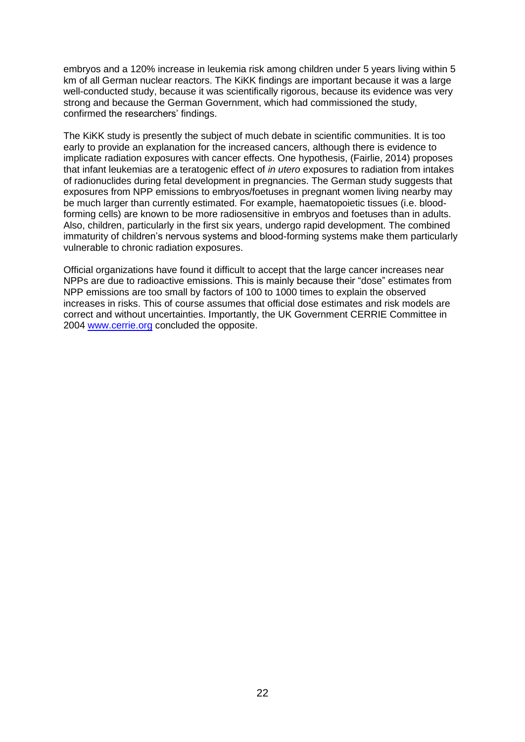embryos and a 120% increase in leukemia risk among children under 5 years living within 5 km of all German nuclear reactors. The KiKK findings are important because it was a large well-conducted study, because it was scientifically rigorous, because its evidence was very strong and because the German Government, which had commissioned the study, confirmed the researchers' findings.

The KiKK study is presently the subject of much debate in scientific communities. It is too early to provide an explanation for the increased cancers, although there is evidence to implicate radiation exposures with cancer effects. One hypothesis, (Fairlie, 2014) proposes that infant leukemias are a teratogenic effect of *in utero* exposures to radiation from intakes of radionuclides during fetal development in pregnancies. The German study suggests that exposures from NPP emissions to embryos/foetuses in pregnant women living nearby may be much larger than currently estimated. For example, haematopoietic tissues (i.e. blood-forming cells) are known to be more radiosensitive in embryos and foetuses than in adults. Also, children, particularly in the first six years, undergo rapid development. The combined immaturity of children's nervous systems and blood-forming systems make them particularly vulnerable to chronic radiation exposures.

Official organizations have found it difficult to accept that the large cancer increases near NPPs are due to radioactive emissions. This is mainly because their "dose" estimates from NPP emissions are too small by factors of 100 to 1000 times to explain the observed increases in risks. This of course assumes that official dose estimates and risk models are correct and without uncertainties. Importantly, the UK Government CERRIE Committee in 2004 [www.cerrie.org](http://www.cerrie.org) concluded the opposite.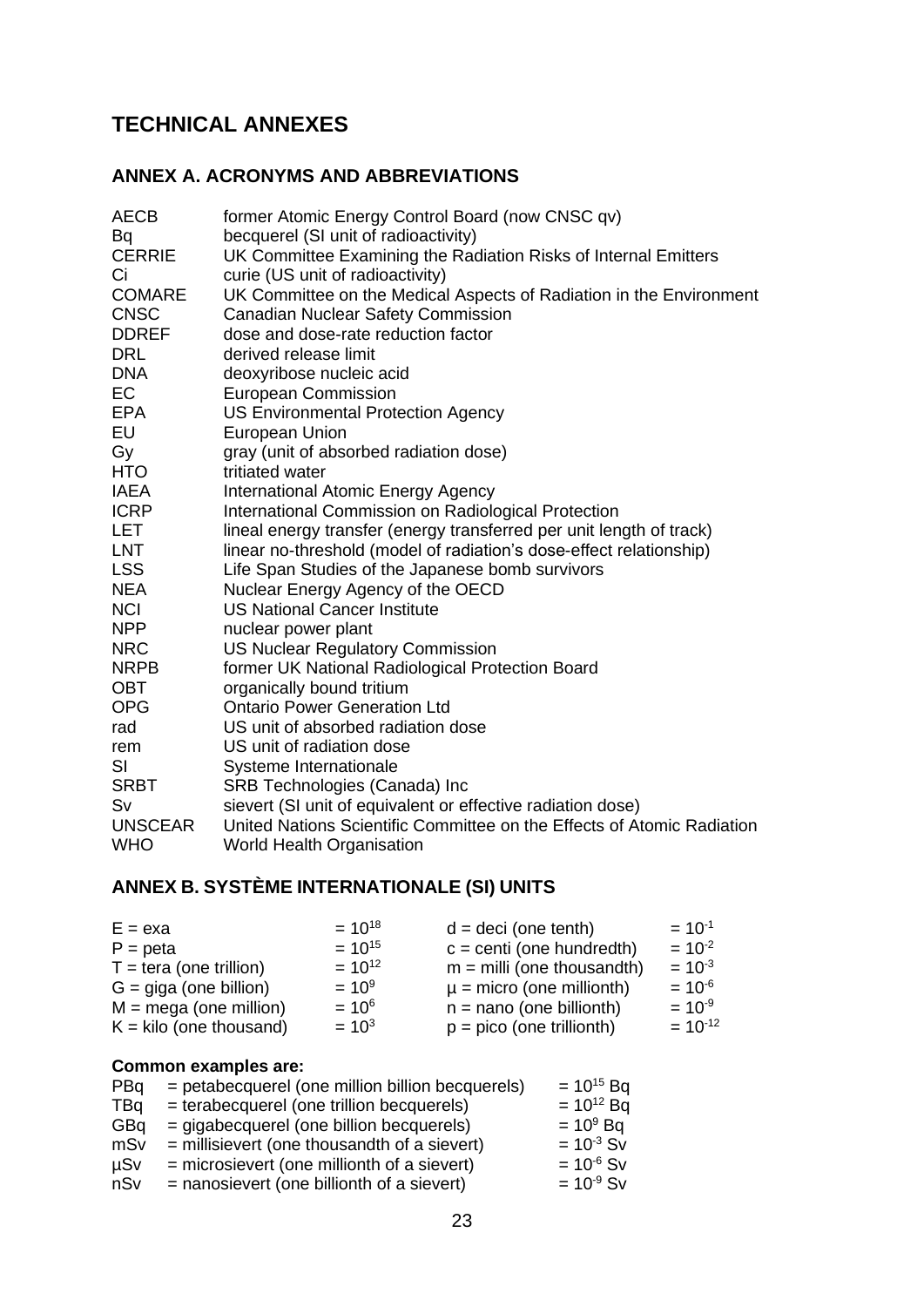# TECHNICAL ANNEXES

## ANNEX A. ACRONYMS AND ABBREVIATIONS

| | |
|---|---|
| AECB | former Atomic Energy Control Board (now CNSC qv) |
| Bq | becquerel (SI unit of radioactivity) |
| CERRIE | UK Committee Examining the Radiation Risks of Internal Emitters |
| Ci | curie (US unit of radioactivity) |
| COMARE | UK Committee on the Medical Aspects of Radiation in the Environment |
| CNSC | Canadian Nuclear Safety Commission |
| DDREF | dose and dose-rate reduction factor |
| DRL | derived release limit |
| DNA | deoxyribose nucleic acid |
| EC | European Commission |
| EPA | US Environmental Protection Agency |
| EU | European Union |
| Gy | gray (unit of absorbed radiation dose) |
| HTO | tritiated water |
| IAEA | International Atomic Energy Agency |
| ICRP | International Commission on Radiological Protection |
| LET | lineal energy transfer (energy transferred per unit length of track) |
| LNT | linear no-threshold (model of radiation's dose-effect relationship) |
| LSS | Life Span Studies of the Japanese bomb survivors |
| NEA | Nuclear Energy Agency of the OECD |
| NCI | US National Cancer Institute |
| NPP | nuclear power plant |
| NRC | US Nuclear Regulatory Commission |
| NRPB | former UK National Radiological Protection Board |
| OBT | organically bound tritium |
| OPG | Ontario Power Generation Ltd |
| rad | US unit of absorbed radiation dose |
| rem | US unit of radiation dose |
| SI | Systeme Internationale |
| SRBT | SRB Technologies (Canada) Inc |
| Sv | sievert (SI unit of equivalent or effective radiation dose) |
| UNSCEAR | United Nations Scientific Committee on the Effects of Atomic Radiation |
| WHO | World Health Organisation |

## ANNEX B. SYSTÈME INTERNATIONALE (SI) UNITS

| | | | |
|---|---|---|---|
| E = exa | $= 10^{18}$ | d = deci (one tenth) | $= 10^{-1}$ |
| P = peta | $= 10^{15}$ | c = centi (one hundredth) | $= 10^{-2}$ |
| T = tera (one trillion) | $= 10^{12}$ | m = milli (one thousandth) | $= 10^{-3}$ |
| G = giga (one billion) | $= 10^{9}$ | µ = micro (one millionth) | $= 10^{-6}$ |
| M = mega (one million) | $= 10^{6}$ | n = nano (one billionth) | $= 10^{-9}$ |
| K = kilo (one thousand) | $= 10^{3}$ | p = pico (one trillionth) | $= 10^{-12}$ |

**Common examples are:**

| | | |
|---|---|---|
| PBq | = petabecquerel (one million billion becquerels) | $= 10^{15}$ Bq |
| TBq | = terabecquerel (one trillion becquerels) | $= 10^{12}$ Bq |
| GBq | = gigabecquerel (one billion becquerels) | $= 10^{9}$ Bq |
| mSv | = millisievert (one thousandth of a sievert) | $= 10^{-3}$ Sv |
| µSv | = microsievert (one millionth of a sievert) | $= 10^{-6}$ Sv |
| nSv | = nanosievert (one billionth of a sievert) | $= 10^{-9}$ Sv |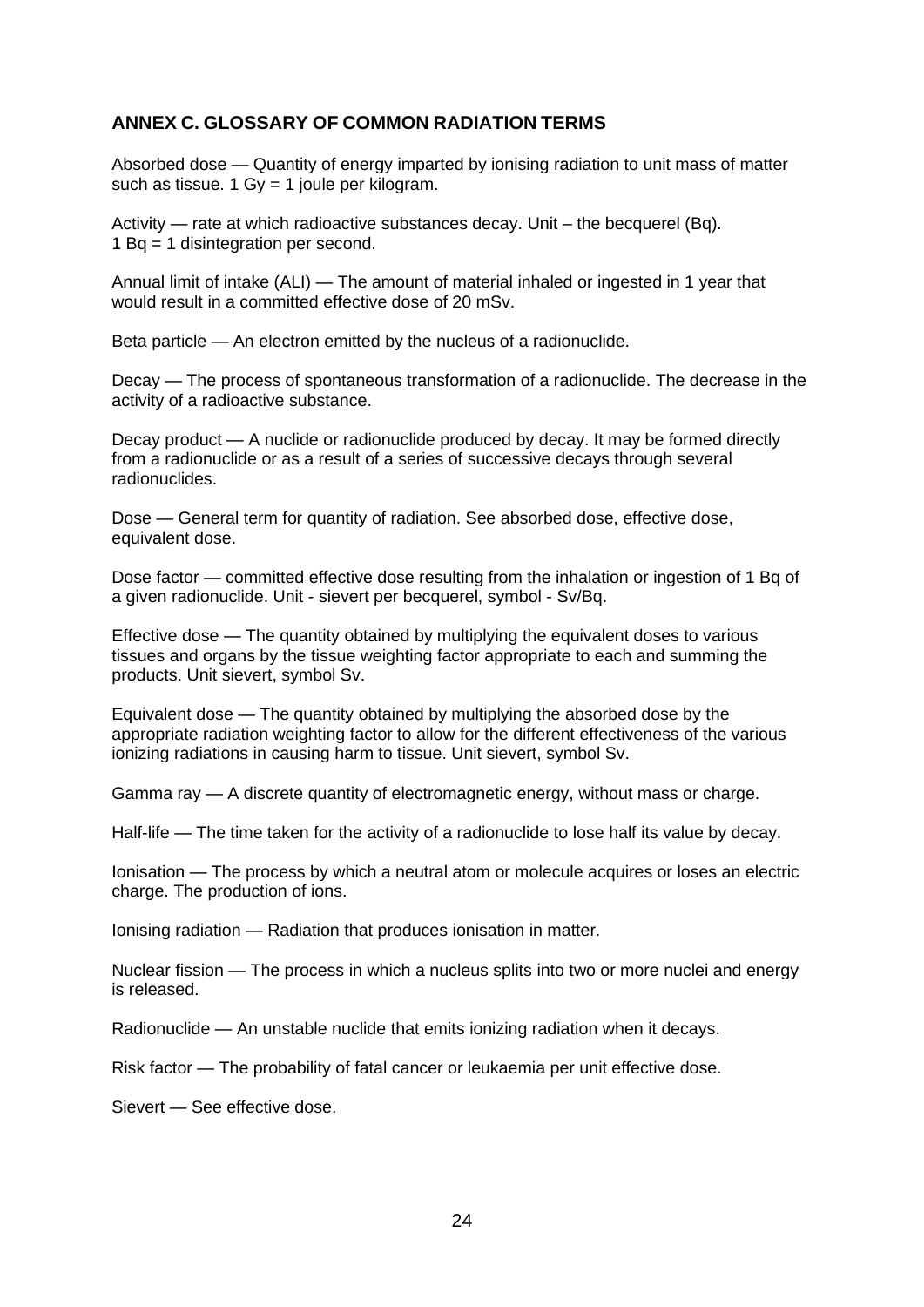## ANNEX C. GLOSSARY OF COMMON RADIATION TERMS

Absorbed dose — Quantity of energy imparted by ionising radiation to unit mass of matter such as tissue. 1 Gy = 1 joule per kilogram.

Activity — rate at which radioactive substances decay. Unit – the becquerel (Bq). 1 Bq = 1 disintegration per second.

Annual limit of intake (ALI) — The amount of material inhaled or ingested in 1 year that would result in a committed effective dose of 20 mSv.

Beta particle — An electron emitted by the nucleus of a radionuclide.

Decay — The process of spontaneous transformation of a radionuclide. The decrease in the activity of a radioactive substance.

Decay product — A nuclide or radionuclide produced by decay. It may be formed directly from a radionuclide or as a result of a series of successive decays through several radionuclides.

Dose — General term for quantity of radiation. See absorbed dose, effective dose, equivalent dose.

Dose factor — committed effective dose resulting from the inhalation or ingestion of 1 Bq of a given radionuclide. Unit - sievert per becquerel, symbol - Sv/Bq.

Effective dose — The quantity obtained by multiplying the equivalent doses to various tissues and organs by the tissue weighting factor appropriate to each and summing the products. Unit sievert, symbol Sv.

Equivalent dose — The quantity obtained by multiplying the absorbed dose by the appropriate radiation weighting factor to allow for the different effectiveness of the various ionizing radiations in causing harm to tissue. Unit sievert, symbol Sv.

Gamma ray — A discrete quantity of electromagnetic energy, without mass or charge.

Half-life — The time taken for the activity of a radionuclide to lose half its value by decay.

Ionisation — The process by which a neutral atom or molecule acquires or loses an electric charge. The production of ions.

Ionising radiation — Radiation that produces ionisation in matter.

Nuclear fission — The process in which a nucleus splits into two or more nuclei and energy is released.

Radionuclide — An unstable nuclide that emits ionizing radiation when it decays.

Risk factor — The probability of fatal cancer or leukaemia per unit effective dose.

Sievert — See effective dose.